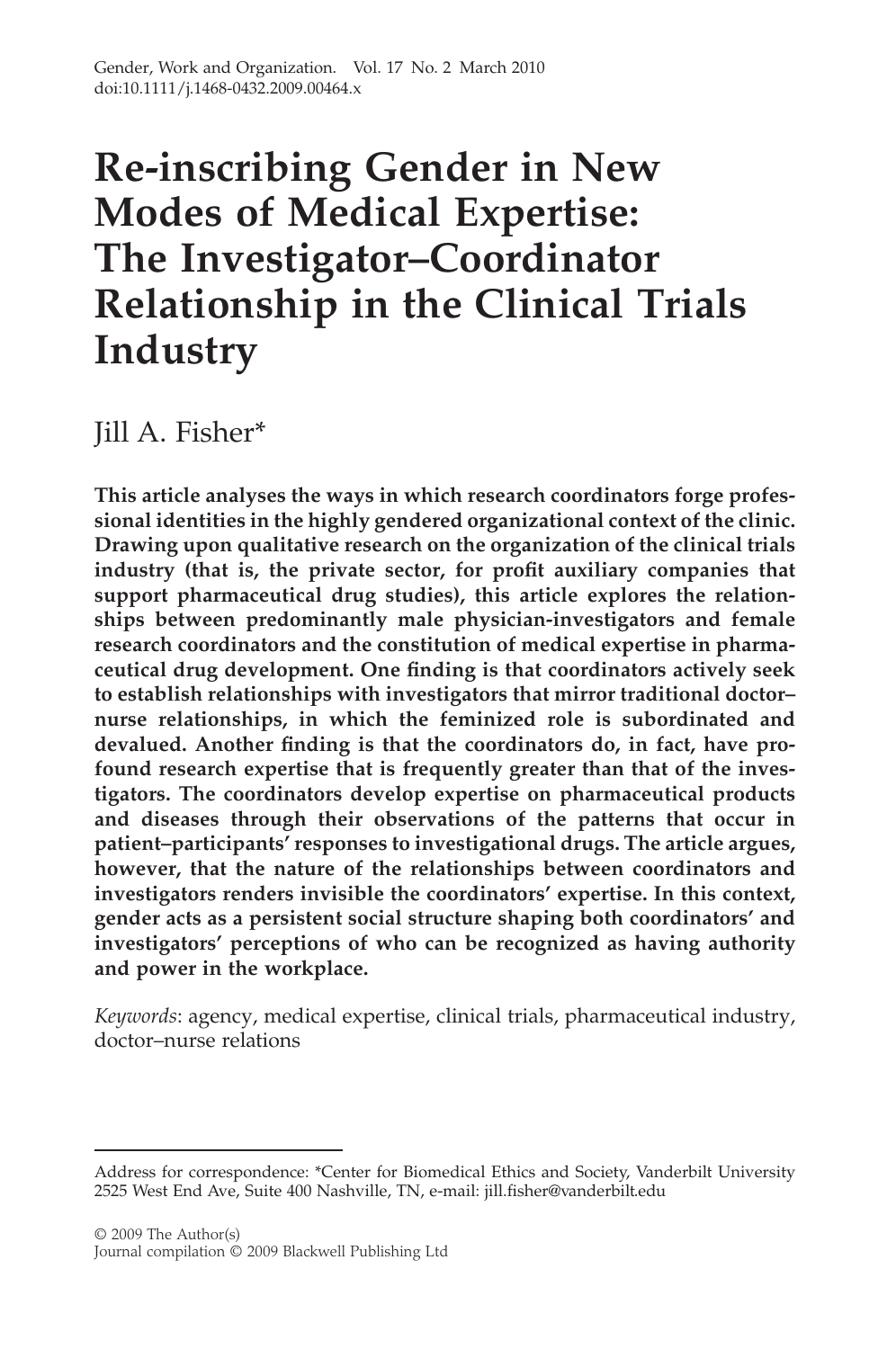# Re-inscribing Gender in New Modes of Medical Expertise: The Investigator–Coordinator Relationship in the Clinical Trials Industry

Jill A. Fisher*

**This article analyses the ways in which research coordinators forge professional identities in the highly gendered organizational context of the clinic. Drawing upon qualitative research on the organization of the clinical trials industry (that is, the private sector, for profit auxiliary companies that support pharmaceutical drug studies), this article explores the relationships between predominantly male physician-investigators and female research coordinators and the constitution of medical expertise in pharmaceutical drug development. One finding is that coordinators actively seek to establish relationships with investigators that mirror traditional doctor–nurse relationships, in which the feminized role is subordinated and devalued. Another finding is that the coordinators do, in fact, have profound research expertise that is frequently greater than that of the investigators. The coordinators develop expertise on pharmaceutical products and diseases through their observations of the patterns that occur in patient–participants' responses to investigational drugs. The article argues, however, that the nature of the relationships between coordinators and investigators renders invisible the coordinators' expertise. In this context, gender acts as a persistent social structure shaping both coordinators' and investigators' perceptions of who can be recognized as having authority and power in the workplace.**

*Keywords*: agency, medical expertise, clinical trials, pharmaceutical industry, doctor–nurse relations

---

Address for correspondence: *Center for Biomedical Ethics and Society, Vanderbilt University 2525 West End Ave, Suite 400 Nashville, TN, e-mail: jill.fisher@vanderbilt.edu

© 2009 The Author(s)
Journal compilation © 2009 Blackwell Publishing Ltd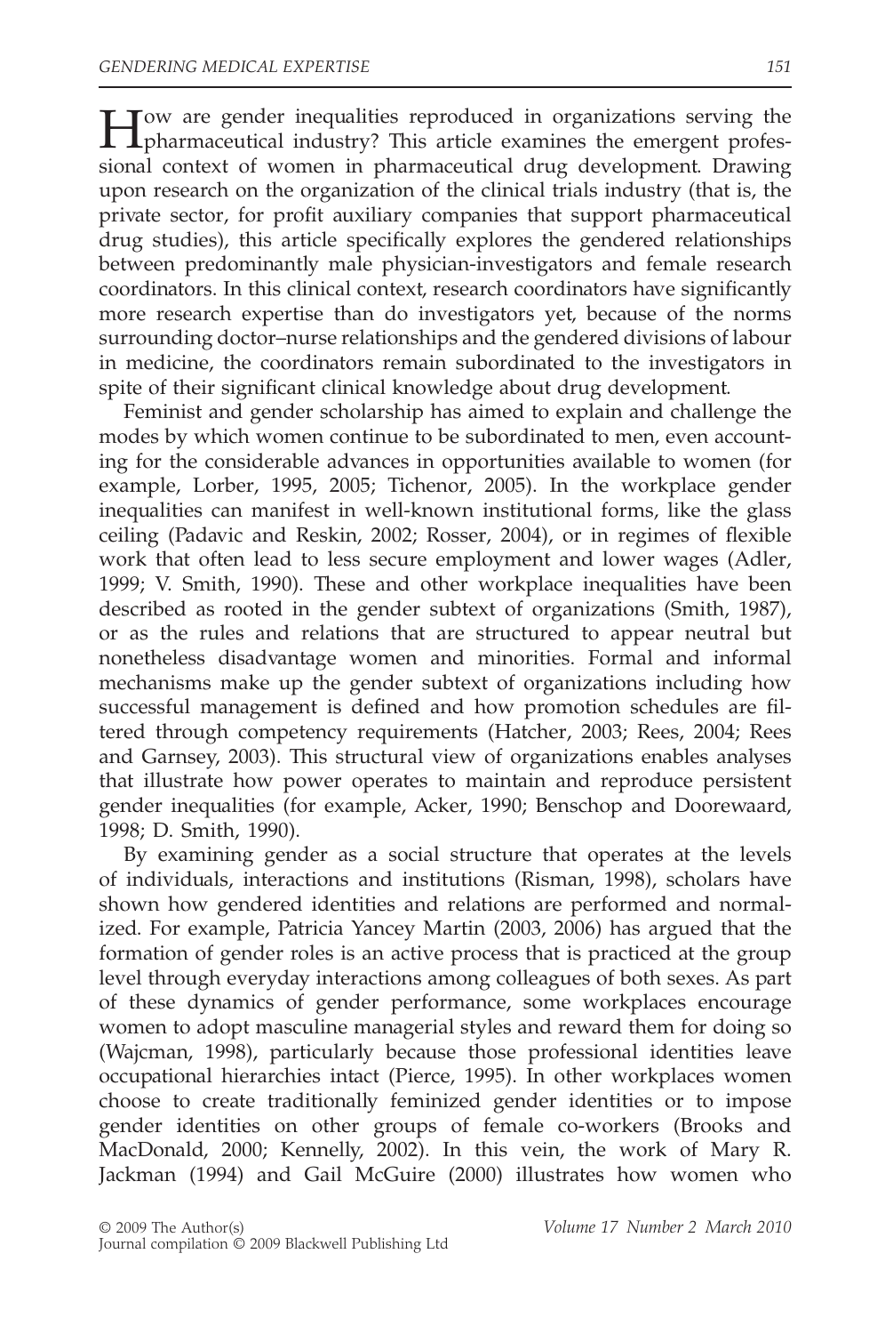How are gender inequalities reproduced in organizations serving the pharmaceutical industry? This article examines the emergent professional context of women in pharmaceutical drug development. Drawing upon research on the organization of the clinical trials industry (that is, the private sector, for profit auxiliary companies that support pharmaceutical drug studies), this article specifically explores the gendered relationships between predominantly male physician-investigators and female research coordinators. In this clinical context, research coordinators have significantly more research expertise than do investigators yet, because of the norms surrounding doctor–nurse relationships and the gendered divisions of labour in medicine, the coordinators remain subordinated to the investigators in spite of their significant clinical knowledge about drug development.

Feminist and gender scholarship has aimed to explain and challenge the modes by which women continue to be subordinated to men, even accounting for the considerable advances in opportunities available to women (for example, Lorber, 1995, 2005; Tichenor, 2005). In the workplace gender inequalities can manifest in well-known institutional forms, like the glass ceiling (Padavic and Reskin, 2002; Rosser, 2004), or in regimes of flexible work that often lead to less secure employment and lower wages (Adler, 1999; V. Smith, 1990). These and other workplace inequalities have been described as rooted in the gender subtext of organizations (Smith, 1987), or as the rules and relations that are structured to appear neutral but nonetheless disadvantage women and minorities. Formal and informal mechanisms make up the gender subtext of organizations including how successful management is defined and how promotion schedules are filtered through competency requirements (Hatcher, 2003; Rees, 2004; Rees and Garnsey, 2003). This structural view of organizations enables analyses that illustrate how power operates to maintain and reproduce persistent gender inequalities (for example, Acker, 1990; Benschop and Doorewaard, 1998; D. Smith, 1990).

By examining gender as a social structure that operates at the levels of individuals, interactions and institutions (Risman, 1998), scholars have shown how gendered identities and relations are performed and normalized. For example, Patricia Yancey Martin (2003, 2006) has argued that the formation of gender roles is an active process that is practiced at the group level through everyday interactions among colleagues of both sexes. As part of these dynamics of gender performance, some workplaces encourage women to adopt masculine managerial styles and reward them for doing so (Wajcman, 1998), particularly because those professional identities leave occupational hierarchies intact (Pierce, 1995). In other workplaces women choose to create traditionally feminized gender identities or to impose gender identities on other groups of female co-workers (Brooks and MacDonald, 2000; Kennelly, 2002). In this vein, the work of Mary R. Jackman (1994) and Gail McGuire (2000) illustrates how women who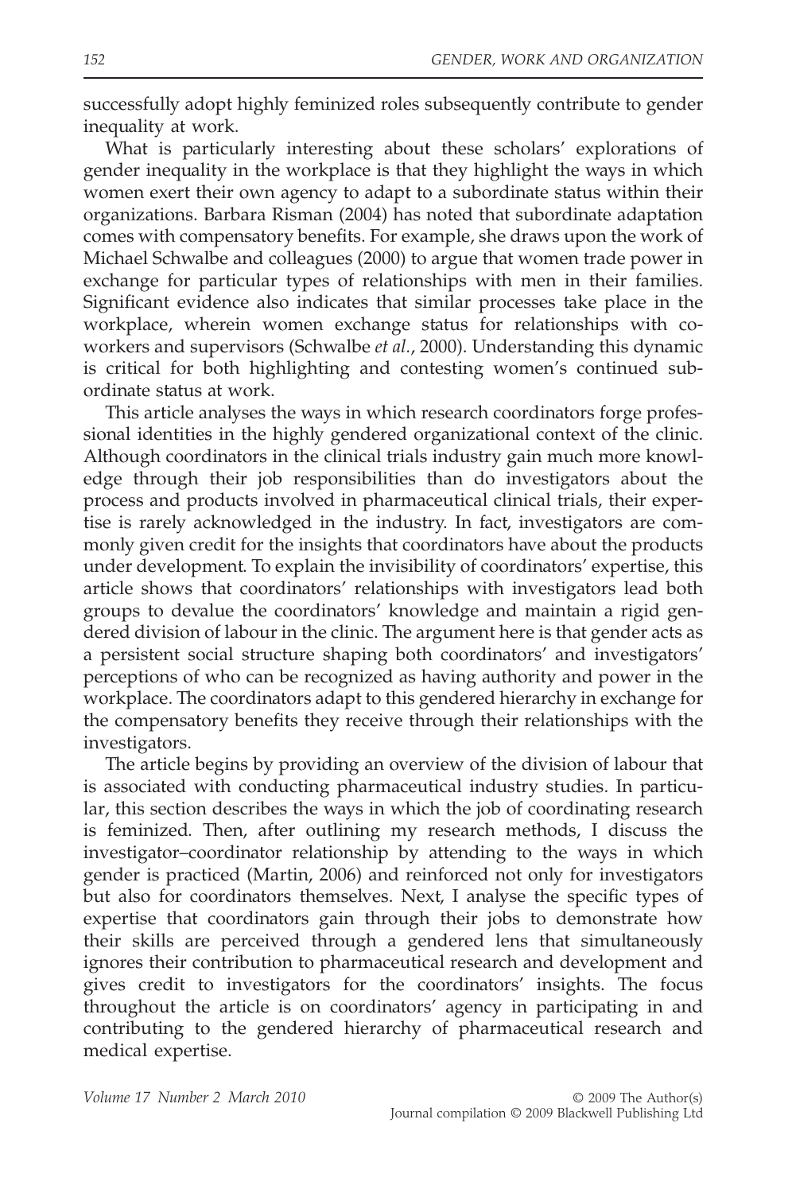successfully adopt highly feminized roles subsequently contribute to gender inequality at work.

What is particularly interesting about these scholars' explorations of gender inequality in the workplace is that they highlight the ways in which women exert their own agency to adapt to a subordinate status within their organizations. Barbara Risman (2004) has noted that subordinate adaptation comes with compensatory benefits. For example, she draws upon the work of Michael Schwalbe and colleagues (2000) to argue that women trade power in exchange for particular types of relationships with men in their families. Significant evidence also indicates that similar processes take place in the workplace, wherein women exchange status for relationships with co-workers and supervisors (Schwalbe *et al.*, 2000). Understanding this dynamic is critical for both highlighting and contesting women's continued subordinate status at work.

This article analyses the ways in which research coordinators forge professional identities in the highly gendered organizational context of the clinic. Although coordinators in the clinical trials industry gain much more knowledge through their job responsibilities than do investigators about the process and products involved in pharmaceutical clinical trials, their expertise is rarely acknowledged in the industry. In fact, investigators are commonly given credit for the insights that coordinators have about the products under development. To explain the invisibility of coordinators' expertise, this article shows that coordinators' relationships with investigators lead both groups to devalue the coordinators' knowledge and maintain a rigid gendered division of labour in the clinic. The argument here is that gender acts as a persistent social structure shaping both coordinators' and investigators' perceptions of who can be recognized as having authority and power in the workplace. The coordinators adapt to this gendered hierarchy in exchange for the compensatory benefits they receive through their relationships with the investigators.

The article begins by providing an overview of the division of labour that is associated with conducting pharmaceutical industry studies. In particular, this section describes the ways in which the job of coordinating research is feminized. Then, after outlining my research methods, I discuss the investigator–coordinator relationship by attending to the ways in which gender is practiced (Martin, 2006) and reinforced not only for investigators but also for coordinators themselves. Next, I analyse the specific types of expertise that coordinators gain through their jobs to demonstrate how their skills are perceived through a gendered lens that simultaneously ignores their contribution to pharmaceutical research and development and gives credit to investigators for the coordinators' insights. The focus throughout the article is on coordinators' agency in participating in and contributing to the gendered hierarchy of pharmaceutical research and medical expertise.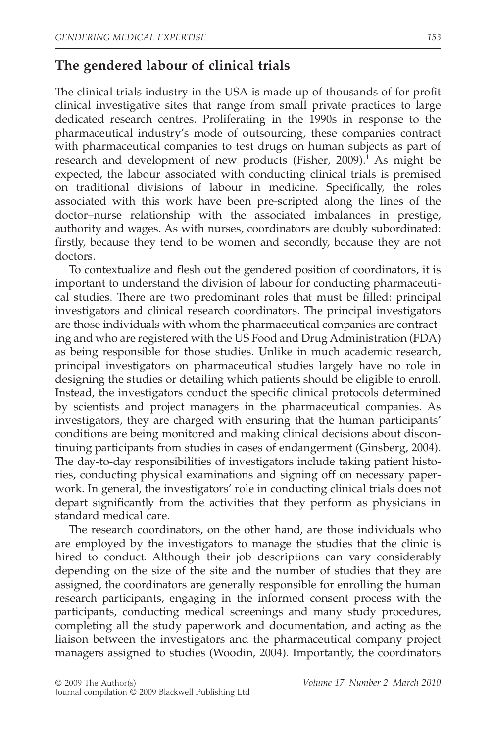## The gendered labour of clinical trials

The clinical trials industry in the USA is made up of thousands of for profit clinical investigative sites that range from small private practices to large dedicated research centres. Proliferating in the 1990s in response to the pharmaceutical industry's mode of outsourcing, these companies contract with pharmaceutical companies to test drugs on human subjects as part of research and development of new products (Fisher, 2009).[1] As might be expected, the labour associated with conducting clinical trials is premised on traditional divisions of labour in medicine. Specifically, the roles associated with this work have been pre-scripted along the lines of the doctor–nurse relationship with the associated imbalances in prestige, authority and wages. As with nurses, coordinators are doubly subordinated: firstly, because they tend to be women and secondly, because they are not doctors.

To contextualize and flesh out the gendered position of coordinators, it is important to understand the division of labour for conducting pharmaceutical studies. There are two predominant roles that must be filled: principal investigators and clinical research coordinators. The principal investigators are those individuals with whom the pharmaceutical companies are contracting and who are registered with the US Food and Drug Administration (FDA) as being responsible for those studies. Unlike in much academic research, principal investigators on pharmaceutical studies largely have no role in designing the studies or detailing which patients should be eligible to enroll. Instead, the investigators conduct the specific clinical protocols determined by scientists and project managers in the pharmaceutical companies. As investigators, they are charged with ensuring that the human participants' conditions are being monitored and making clinical decisions about discontinuing participants from studies in cases of endangerment (Ginsberg, 2004). The day-to-day responsibilities of investigators include taking patient histories, conducting physical examinations and signing off on necessary paperwork. In general, the investigators' role in conducting clinical trials does not depart significantly from the activities that they perform as physicians in standard medical care.

The research coordinators, on the other hand, are those individuals who are employed by the investigators to manage the studies that the clinic is hired to conduct. Although their job descriptions can vary considerably depending on the size of the site and the number of studies that they are assigned, the coordinators are generally responsible for enrolling the human research participants, engaging in the informed consent process with the participants, conducting medical screenings and many study procedures, completing all the study paperwork and documentation, and acting as the liaison between the investigators and the pharmaceutical company project managers assigned to studies (Woodin, 2004). Importantly, the coordinators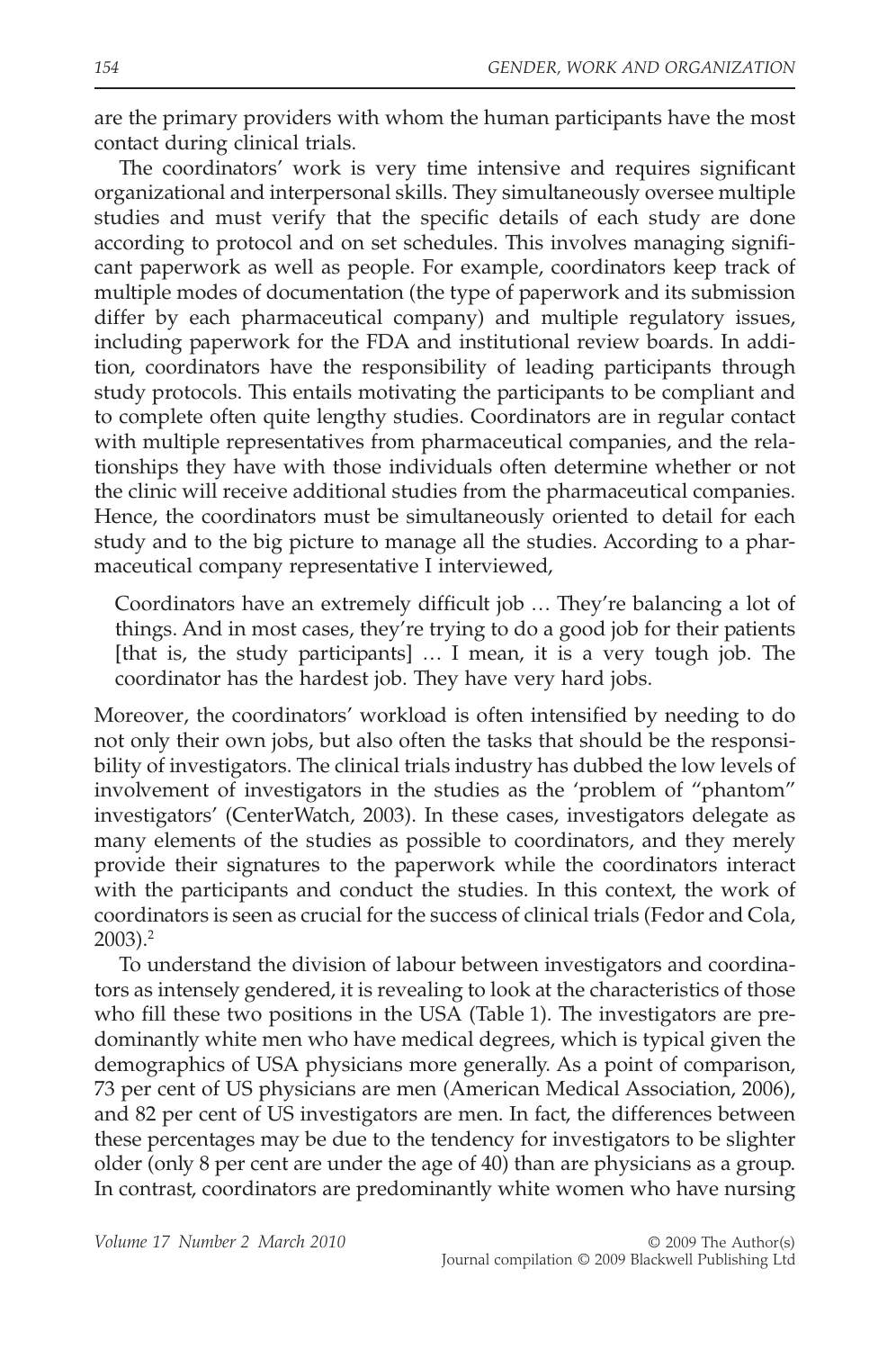are the primary providers with whom the human participants have the most contact during clinical trials.

The coordinators' work is very time intensive and requires significant organizational and interpersonal skills. They simultaneously oversee multiple studies and must verify that the specific details of each study are done according to protocol and on set schedules. This involves managing significant paperwork as well as people. For example, coordinators keep track of multiple modes of documentation (the type of paperwork and its submission differ by each pharmaceutical company) and multiple regulatory issues, including paperwork for the FDA and institutional review boards. In addition, coordinators have the responsibility of leading participants through study protocols. This entails motivating the participants to be compliant and to complete often quite lengthy studies. Coordinators are in regular contact with multiple representatives from pharmaceutical companies, and the relationships they have with those individuals often determine whether or not the clinic will receive additional studies from the pharmaceutical companies. Hence, the coordinators must be simultaneously oriented to detail for each study and to the big picture to manage all the studies. According to a pharmaceutical company representative I interviewed,

> Coordinators have an extremely difficult job … They're balancing a lot of things. And in most cases, they're trying to do a good job for their patients [that is, the study participants] … I mean, it is a very tough job. The coordinator has the hardest job. They have very hard jobs.

Moreover, the coordinators' workload is often intensified by needing to do not only their own jobs, but also often the tasks that should be the responsibility of investigators. The clinical trials industry has dubbed the low levels of involvement of investigators in the studies as the 'problem of "phantom" investigators' (CenterWatch, 2003). In these cases, investigators delegate as many elements of the studies as possible to coordinators, and they merely provide their signatures to the paperwork while the coordinators interact with the participants and conduct the studies. In this context, the work of coordinators is seen as crucial for the success of clinical trials (Fedor and Cola, 2003).[2]

To understand the division of labour between investigators and coordinators as intensely gendered, it is revealing to look at the characteristics of those who fill these two positions in the USA (Table 1). The investigators are predominantly white men who have medical degrees, which is typical given the demographics of USA physicians more generally. As a point of comparison, 73 per cent of US physicians are men (American Medical Association, 2006), and 82 per cent of US investigators are men. In fact, the differences between these percentages may be due to the tendency for investigators to be slighter older (only 8 per cent are under the age of 40) than are physicians as a group. In contrast, coordinators are predominantly white women who have nursing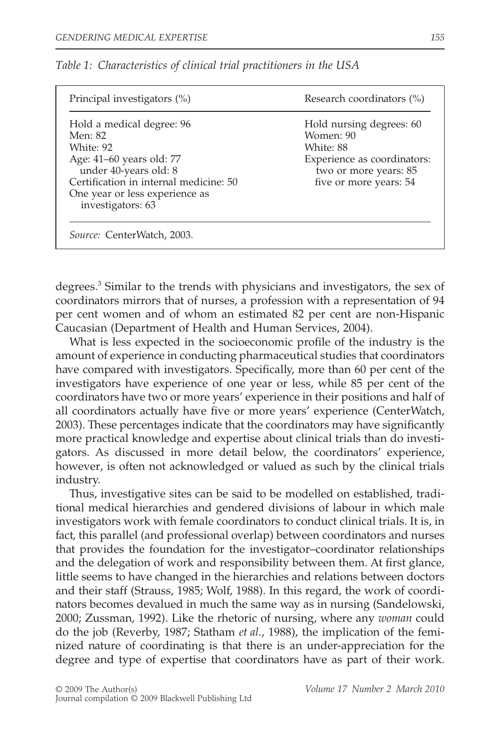*Table 1: Characteristics of clinical trial practitioners in the USA*

| Principal investigators (%) | Research coordinators (%) |
|---|---|
| Hold a medical degree: 96 | Hold nursing degrees: 60 |
| Men: 82 | Women: 90 |
| White: 92 | White: 88 |
| Age: 41–60 years old: 77 | Experience as coordinators: |
| under 40-years old: 8 | two or more years: 85 |
| Certification in internal medicine: 50 | five or more years: 54 |
| One year or less experience as investigators: 63 | |

*Source:* CenterWatch, 2003.

degrees.[3] Similar to the trends with physicians and investigators, the sex of coordinators mirrors that of nurses, a profession with a representation of 94 per cent women and of whom an estimated 82 per cent are non-Hispanic Caucasian (Department of Health and Human Services, 2004).

What is less expected in the socioeconomic profile of the industry is the amount of experience in conducting pharmaceutical studies that coordinators have compared with investigators. Specifically, more than 60 per cent of the investigators have experience of one year or less, while 85 per cent of the coordinators have two or more years' experience in their positions and half of all coordinators actually have five or more years' experience (CenterWatch, 2003). These percentages indicate that the coordinators may have significantly more practical knowledge and expertise about clinical trials than do investigators. As discussed in more detail below, the coordinators' experience, however, is often not acknowledged or valued as such by the clinical trials industry.

Thus, investigative sites can be said to be modelled on established, traditional medical hierarchies and gendered divisions of labour in which male investigators work with female coordinators to conduct clinical trials. It is, in fact, this parallel (and professional overlap) between coordinators and nurses that provides the foundation for the investigator–coordinator relationships and the delegation of work and responsibility between them. At first glance, little seems to have changed in the hierarchies and relations between doctors and their staff (Strauss, 1985; Wolf, 1988). In this regard, the work of coordinators becomes devalued in much the same way as in nursing (Sandelowski, 2000; Zussman, 1992). Like the rhetoric of nursing, where any *woman* could do the job (Reverby, 1987; Statham *et al.*, 1988), the implication of the feminized nature of coordinating is that there is an under-appreciation for the degree and type of expertise that coordinators have as part of their work.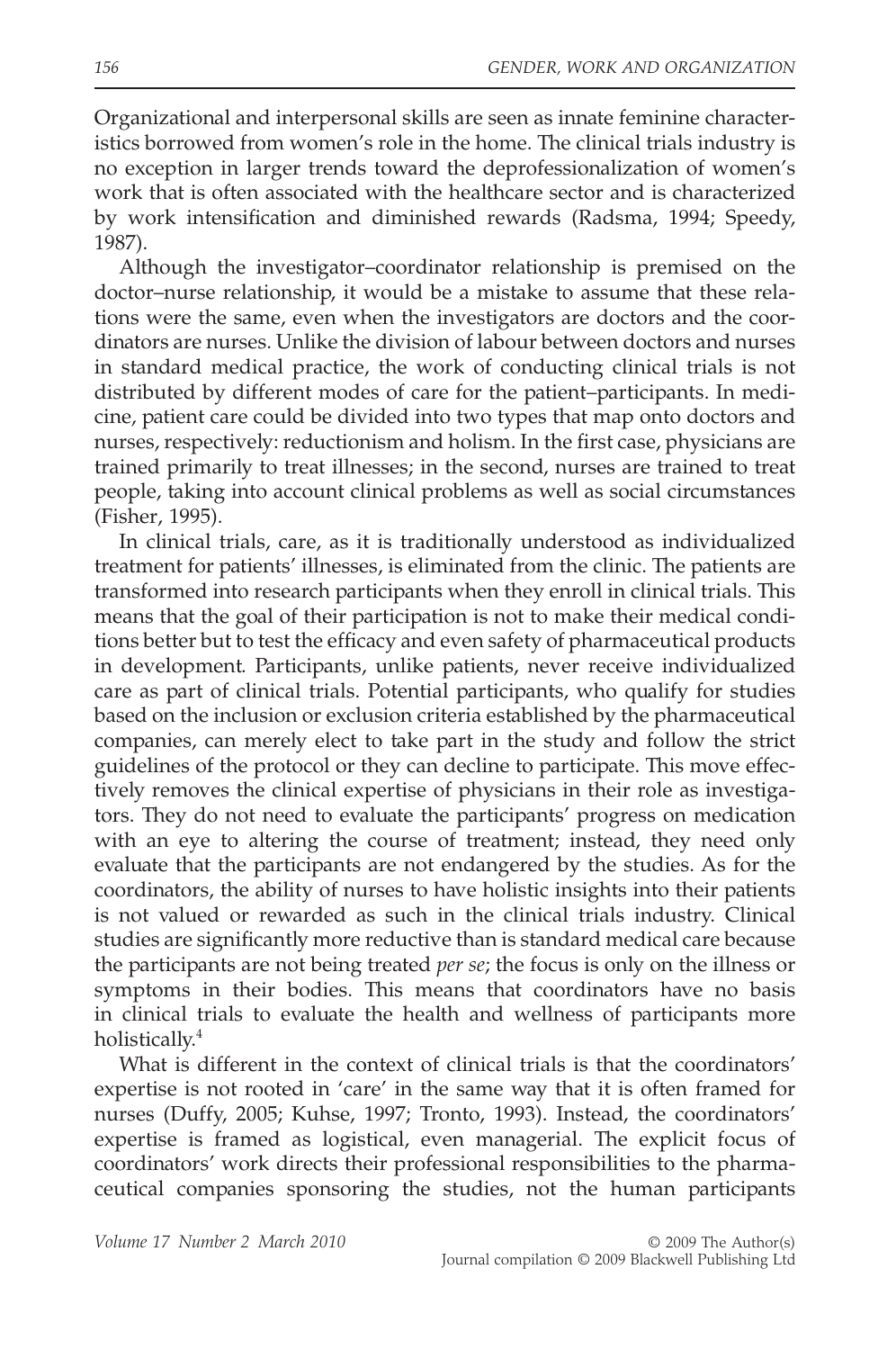Organizational and interpersonal skills are seen as innate feminine characteristics borrowed from women's role in the home. The clinical trials industry is no exception in larger trends toward the deprofessionalization of women's work that is often associated with the healthcare sector and is characterized by work intensification and diminished rewards (Radsma, 1994; Speedy, 1987).

Although the investigator–coordinator relationship is premised on the doctor–nurse relationship, it would be a mistake to assume that these relations were the same, even when the investigators are doctors and the coordinators are nurses. Unlike the division of labour between doctors and nurses in standard medical practice, the work of conducting clinical trials is not distributed by different modes of care for the patient–participants. In medicine, patient care could be divided into two types that map onto doctors and nurses, respectively: reductionism and holism. In the first case, physicians are trained primarily to treat illnesses; in the second, nurses are trained to treat people, taking into account clinical problems as well as social circumstances (Fisher, 1995).

In clinical trials, care, as it is traditionally understood as individualized treatment for patients' illnesses, is eliminated from the clinic. The patients are transformed into research participants when they enroll in clinical trials. This means that the goal of their participation is not to make their medical conditions better but to test the efficacy and even safety of pharmaceutical products in development. Participants, unlike patients, never receive individualized care as part of clinical trials. Potential participants, who qualify for studies based on the inclusion or exclusion criteria established by the pharmaceutical companies, can merely elect to take part in the study and follow the strict guidelines of the protocol or they can decline to participate. This move effectively removes the clinical expertise of physicians in their role as investigators. They do not need to evaluate the participants' progress on medication with an eye to altering the course of treatment; instead, they need only evaluate that the participants are not endangered by the studies. As for the coordinators, the ability of nurses to have holistic insights into their patients is not valued or rewarded as such in the clinical trials industry. Clinical studies are significantly more reductive than is standard medical care because the participants are not being treated *per se*; the focus is only on the illness or symptoms in their bodies. This means that coordinators have no basis in clinical trials to evaluate the health and wellness of participants more holistically.[4]

What is different in the context of clinical trials is that the coordinators' expertise is not rooted in 'care' in the same way that it is often framed for nurses (Duffy, 2005; Kuhse, 1997; Tronto, 1993). Instead, the coordinators' expertise is framed as logistical, even managerial. The explicit focus of coordinators' work directs their professional responsibilities to the pharmaceutical companies sponsoring the studies, not the human participants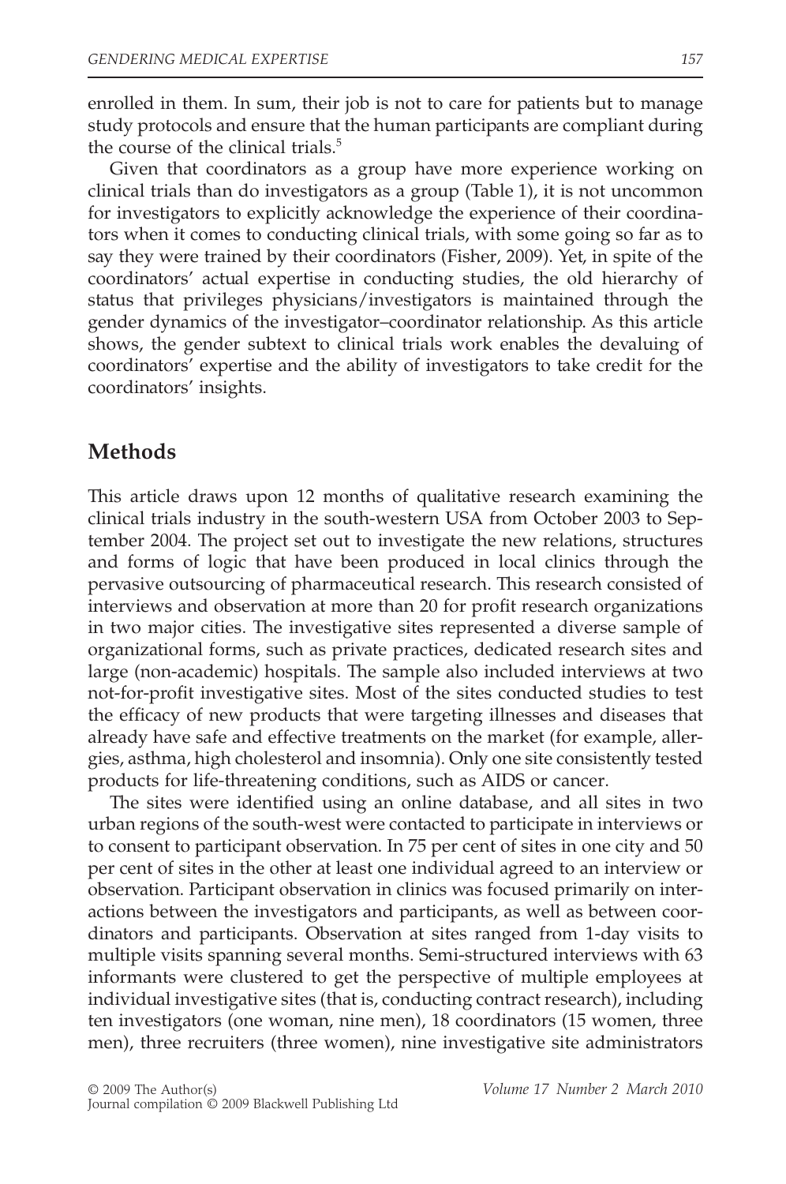enrolled in them. In sum, their job is not to care for patients but to manage study protocols and ensure that the human participants are compliant during the course of the clinical trials.[5]

Given that coordinators as a group have more experience working on clinical trials than do investigators as a group (Table 1), it is not uncommon for investigators to explicitly acknowledge the experience of their coordinators when it comes to conducting clinical trials, with some going so far as to say they were trained by their coordinators (Fisher, 2009). Yet, in spite of the coordinators' actual expertise in conducting studies, the old hierarchy of status that privileges physicians/investigators is maintained through the gender dynamics of the investigator–coordinator relationship. As this article shows, the gender subtext to clinical trials work enables the devaluing of coordinators' expertise and the ability of investigators to take credit for the coordinators' insights.

## Methods

This article draws upon 12 months of qualitative research examining the clinical trials industry in the south-western USA from October 2003 to September 2004. The project set out to investigate the new relations, structures and forms of logic that have been produced in local clinics through the pervasive outsourcing of pharmaceutical research. This research consisted of interviews and observation at more than 20 for profit research organizations in two major cities. The investigative sites represented a diverse sample of organizational forms, such as private practices, dedicated research sites and large (non-academic) hospitals. The sample also included interviews at two not-for-profit investigative sites. Most of the sites conducted studies to test the efficacy of new products that were targeting illnesses and diseases that already have safe and effective treatments on the market (for example, allergies, asthma, high cholesterol and insomnia). Only one site consistently tested products for life-threatening conditions, such as AIDS or cancer.

The sites were identified using an online database, and all sites in two urban regions of the south-west were contacted to participate in interviews or to consent to participant observation. In 75 per cent of sites in one city and 50 per cent of sites in the other at least one individual agreed to an interview or observation. Participant observation in clinics was focused primarily on interactions between the investigators and participants, as well as between coordinators and participants. Observation at sites ranged from 1-day visits to multiple visits spanning several months. Semi-structured interviews with 63 informants were clustered to get the perspective of multiple employees at individual investigative sites (that is, conducting contract research), including ten investigators (one woman, nine men), 18 coordinators (15 women, three men), three recruiters (three women), nine investigative site administrators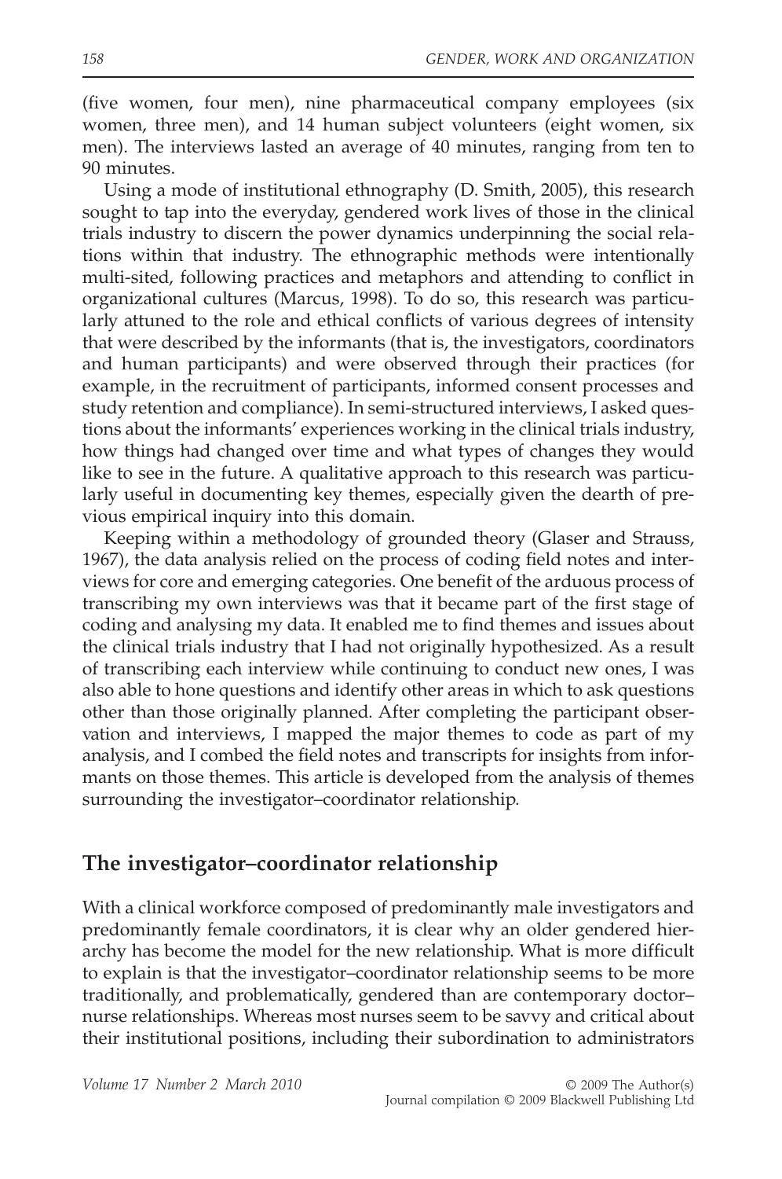(five women, four men), nine pharmaceutical company employees (six women, three men), and 14 human subject volunteers (eight women, six men). The interviews lasted an average of 40 minutes, ranging from ten to 90 minutes.

Using a mode of institutional ethnography (D. Smith, 2005), this research sought to tap into the everyday, gendered work lives of those in the clinical trials industry to discern the power dynamics underpinning the social relations within that industry. The ethnographic methods were intentionally multi-sited, following practices and metaphors and attending to conflict in organizational cultures (Marcus, 1998). To do so, this research was particularly attuned to the role and ethical conflicts of various degrees of intensity that were described by the informants (that is, the investigators, coordinators and human participants) and were observed through their practices (for example, in the recruitment of participants, informed consent processes and study retention and compliance). In semi-structured interviews, I asked questions about the informants' experiences working in the clinical trials industry, how things had changed over time and what types of changes they would like to see in the future. A qualitative approach to this research was particularly useful in documenting key themes, especially given the dearth of previous empirical inquiry into this domain.

Keeping within a methodology of grounded theory (Glaser and Strauss, 1967), the data analysis relied on the process of coding field notes and interviews for core and emerging categories. One benefit of the arduous process of transcribing my own interviews was that it became part of the first stage of coding and analysing my data. It enabled me to find themes and issues about the clinical trials industry that I had not originally hypothesized. As a result of transcribing each interview while continuing to conduct new ones, I was also able to hone questions and identify other areas in which to ask questions other than those originally planned. After completing the participant observation and interviews, I mapped the major themes to code as part of my analysis, and I combed the field notes and transcripts for insights from informants on those themes. This article is developed from the analysis of themes surrounding the investigator–coordinator relationship.

## The investigator–coordinator relationship

With a clinical workforce composed of predominantly male investigators and predominantly female coordinators, it is clear why an older gendered hierarchy has become the model for the new relationship. What is more difficult to explain is that the investigator–coordinator relationship seems to be more traditionally, and problematically, gendered than are contemporary doctor–nurse relationships. Whereas most nurses seem to be savvy and critical about their institutional positions, including their subordination to administrators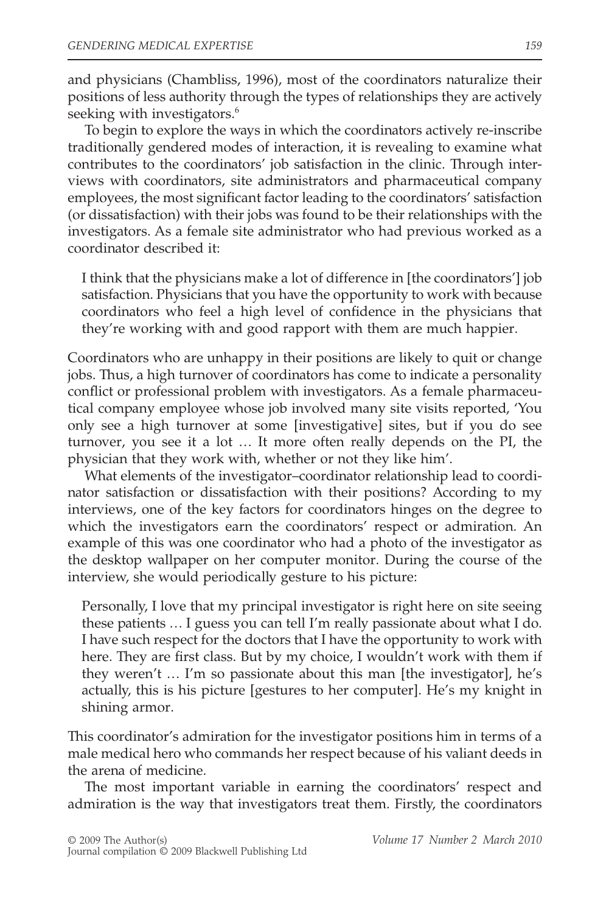and physicians (Chambliss, 1996), most of the coordinators naturalize their positions of less authority through the types of relationships they are actively seeking with investigators.[6]

To begin to explore the ways in which the coordinators actively re-inscribe traditionally gendered modes of interaction, it is revealing to examine what contributes to the coordinators' job satisfaction in the clinic. Through interviews with coordinators, site administrators and pharmaceutical company employees, the most significant factor leading to the coordinators' satisfaction (or dissatisfaction) with their jobs was found to be their relationships with the investigators. As a female site administrator who had previous worked as a coordinator described it:

> I think that the physicians make a lot of difference in [the coordinators'] job satisfaction. Physicians that you have the opportunity to work with because coordinators who feel a high level of confidence in the physicians that they're working with and good rapport with them are much happier.

Coordinators who are unhappy in their positions are likely to quit or change jobs. Thus, a high turnover of coordinators has come to indicate a personality conflict or professional problem with investigators. As a female pharmaceutical company employee whose job involved many site visits reported, 'You only see a high turnover at some [investigative] sites, but if you do see turnover, you see it a lot … It more often really depends on the PI, the physician that they work with, whether or not they like him'.

What elements of the investigator–coordinator relationship lead to coordinator satisfaction or dissatisfaction with their positions? According to my interviews, one of the key factors for coordinators hinges on the degree to which the investigators earn the coordinators' respect or admiration. An example of this was one coordinator who had a photo of the investigator as the desktop wallpaper on her computer monitor. During the course of the interview, she would periodically gesture to his picture:

> Personally, I love that my principal investigator is right here on site seeing these patients … I guess you can tell I'm really passionate about what I do. I have such respect for the doctors that I have the opportunity to work with here. They are first class. But by my choice, I wouldn't work with them if they weren't … I'm so passionate about this man [the investigator], he's actually, this is his picture [gestures to her computer]. He's my knight in shining armor.

This coordinator's admiration for the investigator positions him in terms of a male medical hero who commands her respect because of his valiant deeds in the arena of medicine.

The most important variable in earning the coordinators' respect and admiration is the way that investigators treat them. Firstly, the coordinators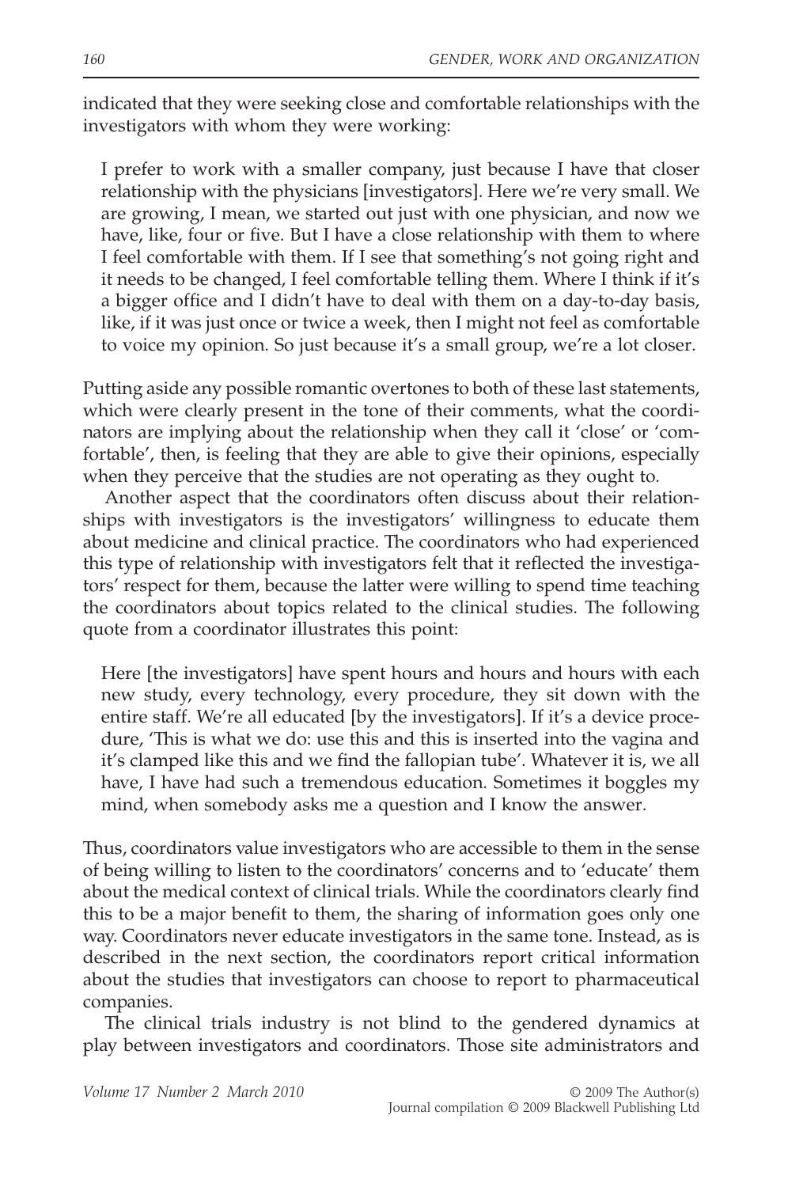indicated that they were seeking close and comfortable relationships with the investigators with whom they were working:

> I prefer to work with a smaller company, just because I have that closer relationship with the physicians [investigators]. Here we're very small. We are growing, I mean, we started out just with one physician, and now we have, like, four or five. But I have a close relationship with them to where I feel comfortable with them. If I see that something's not going right and it needs to be changed, I feel comfortable telling them. Where I think if it's a bigger office and I didn't have to deal with them on a day-to-day basis, like, if it was just once or twice a week, then I might not feel as comfortable to voice my opinion. So just because it's a small group, we're a lot closer.

Putting aside any possible romantic overtones to both of these last statements, which were clearly present in the tone of their comments, what the coordinators are implying about the relationship when they call it 'close' or 'comfortable', then, is feeling that they are able to give their opinions, especially when they perceive that the studies are not operating as they ought to.

Another aspect that the coordinators often discuss about their relationships with investigators is the investigators' willingness to educate them about medicine and clinical practice. The coordinators who had experienced this type of relationship with investigators felt that it reflected the investigators' respect for them, because the latter were willing to spend time teaching the coordinators about topics related to the clinical studies. The following quote from a coordinator illustrates this point:

> Here [the investigators] have spent hours and hours and hours with each new study, every technology, every procedure, they sit down with the entire staff. We're all educated [by the investigators]. If it's a device procedure, 'This is what we do: use this and this is inserted into the vagina and it's clamped like this and we find the fallopian tube'. Whatever it is, we all have, I have had such a tremendous education. Sometimes it boggles my mind, when somebody asks me a question and I know the answer.

Thus, coordinators value investigators who are accessible to them in the sense of being willing to listen to the coordinators' concerns and to 'educate' them about the medical context of clinical trials. While the coordinators clearly find this to be a major benefit to them, the sharing of information goes only one way. Coordinators never educate investigators in the same tone. Instead, as is described in the next section, the coordinators report critical information about the studies that investigators can choose to report to pharmaceutical companies.

The clinical trials industry is not blind to the gendered dynamics at play between investigators and coordinators. Those site administrators and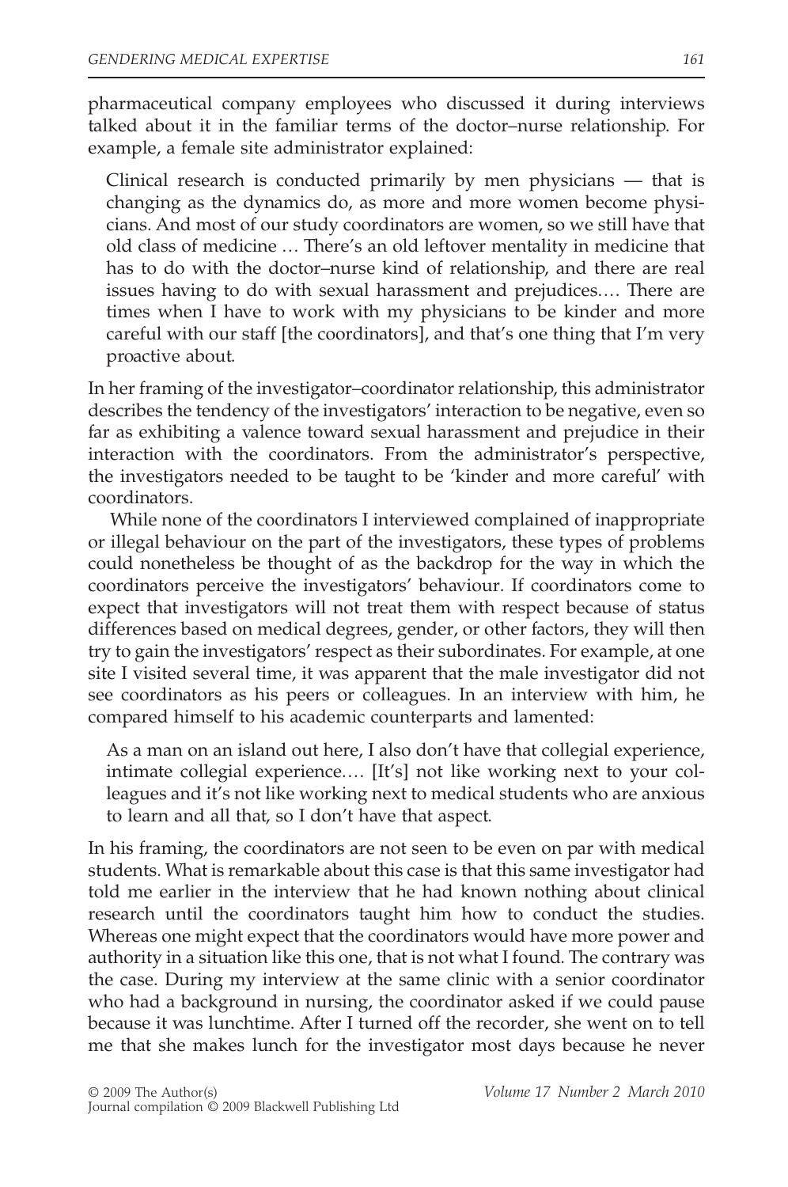pharmaceutical company employees who discussed it during interviews talked about it in the familiar terms of the doctor–nurse relationship. For example, a female site administrator explained:

> Clinical research is conducted primarily by men physicians — that is changing as the dynamics do, as more and more women become physicians. And most of our study coordinators are women, so we still have that old class of medicine … There's an old leftover mentality in medicine that has to do with the doctor–nurse kind of relationship, and there are real issues having to do with sexual harassment and prejudices.… There are times when I have to work with my physicians to be kinder and more careful with our staff [the coordinators], and that's one thing that I'm very proactive about.

In her framing of the investigator–coordinator relationship, this administrator describes the tendency of the investigators' interaction to be negative, even so far as exhibiting a valence toward sexual harassment and prejudice in their interaction with the coordinators. From the administrator's perspective, the investigators needed to be taught to be 'kinder and more careful' with coordinators.

While none of the coordinators I interviewed complained of inappropriate or illegal behaviour on the part of the investigators, these types of problems could nonetheless be thought of as the backdrop for the way in which the coordinators perceive the investigators' behaviour. If coordinators come to expect that investigators will not treat them with respect because of status differences based on medical degrees, gender, or other factors, they will then try to gain the investigators' respect as their subordinates. For example, at one site I visited several time, it was apparent that the male investigator did not see coordinators as his peers or colleagues. In an interview with him, he compared himself to his academic counterparts and lamented:

> As a man on an island out here, I also don't have that collegial experience, intimate collegial experience.… [It's] not like working next to your colleagues and it's not like working next to medical students who are anxious to learn and all that, so I don't have that aspect.

In his framing, the coordinators are not seen to be even on par with medical students. What is remarkable about this case is that this same investigator had told me earlier in the interview that he had known nothing about clinical research until the coordinators taught him how to conduct the studies. Whereas one might expect that the coordinators would have more power and authority in a situation like this one, that is not what I found. The contrary was the case. During my interview at the same clinic with a senior coordinator who had a background in nursing, the coordinator asked if we could pause because it was lunchtime. After I turned off the recorder, she went on to tell me that she makes lunch for the investigator most days because he never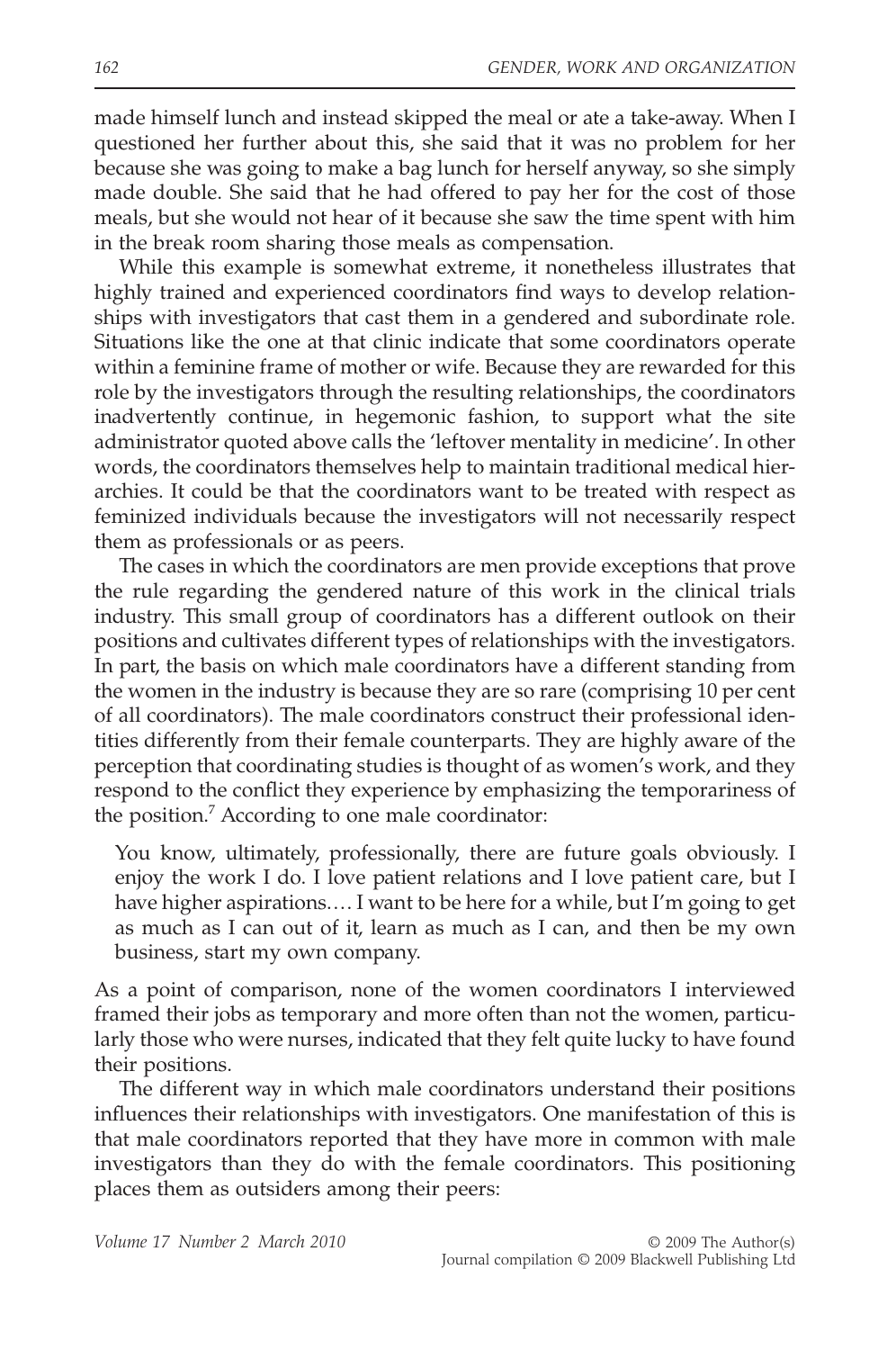made himself lunch and instead skipped the meal or ate a take-away. When I questioned her further about this, she said that it was no problem for her because she was going to make a bag lunch for herself anyway, so she simply made double. She said that he had offered to pay her for the cost of those meals, but she would not hear of it because she saw the time spent with him in the break room sharing those meals as compensation.

While this example is somewhat extreme, it nonetheless illustrates that highly trained and experienced coordinators find ways to develop relationships with investigators that cast them in a gendered and subordinate role. Situations like the one at that clinic indicate that some coordinators operate within a feminine frame of mother or wife. Because they are rewarded for this role by the investigators through the resulting relationships, the coordinators inadvertently continue, in hegemonic fashion, to support what the site administrator quoted above calls the 'leftover mentality in medicine'. In other words, the coordinators themselves help to maintain traditional medical hierarchies. It could be that the coordinators want to be treated with respect as feminized individuals because the investigators will not necessarily respect them as professionals or as peers.

The cases in which the coordinators are men provide exceptions that prove the rule regarding the gendered nature of this work in the clinical trials industry. This small group of coordinators has a different outlook on their positions and cultivates different types of relationships with the investigators. In part, the basis on which male coordinators have a different standing from the women in the industry is because they are so rare (comprising 10 per cent of all coordinators). The male coordinators construct their professional identities differently from their female counterparts. They are highly aware of the perception that coordinating studies is thought of as women's work, and they respond to the conflict they experience by emphasizing the temporariness of the position.[7] According to one male coordinator:

> You know, ultimately, professionally, there are future goals obviously. I enjoy the work I do. I love patient relations and I love patient care, but I have higher aspirations.... I want to be here for a while, but I'm going to get as much as I can out of it, learn as much as I can, and then be my own business, start my own company.

As a point of comparison, none of the women coordinators I interviewed framed their jobs as temporary and more often than not the women, particularly those who were nurses, indicated that they felt quite lucky to have found their positions.

The different way in which male coordinators understand their positions influences their relationships with investigators. One manifestation of this is that male coordinators reported that they have more in common with male investigators than they do with the female coordinators. This positioning places them as outsiders among their peers: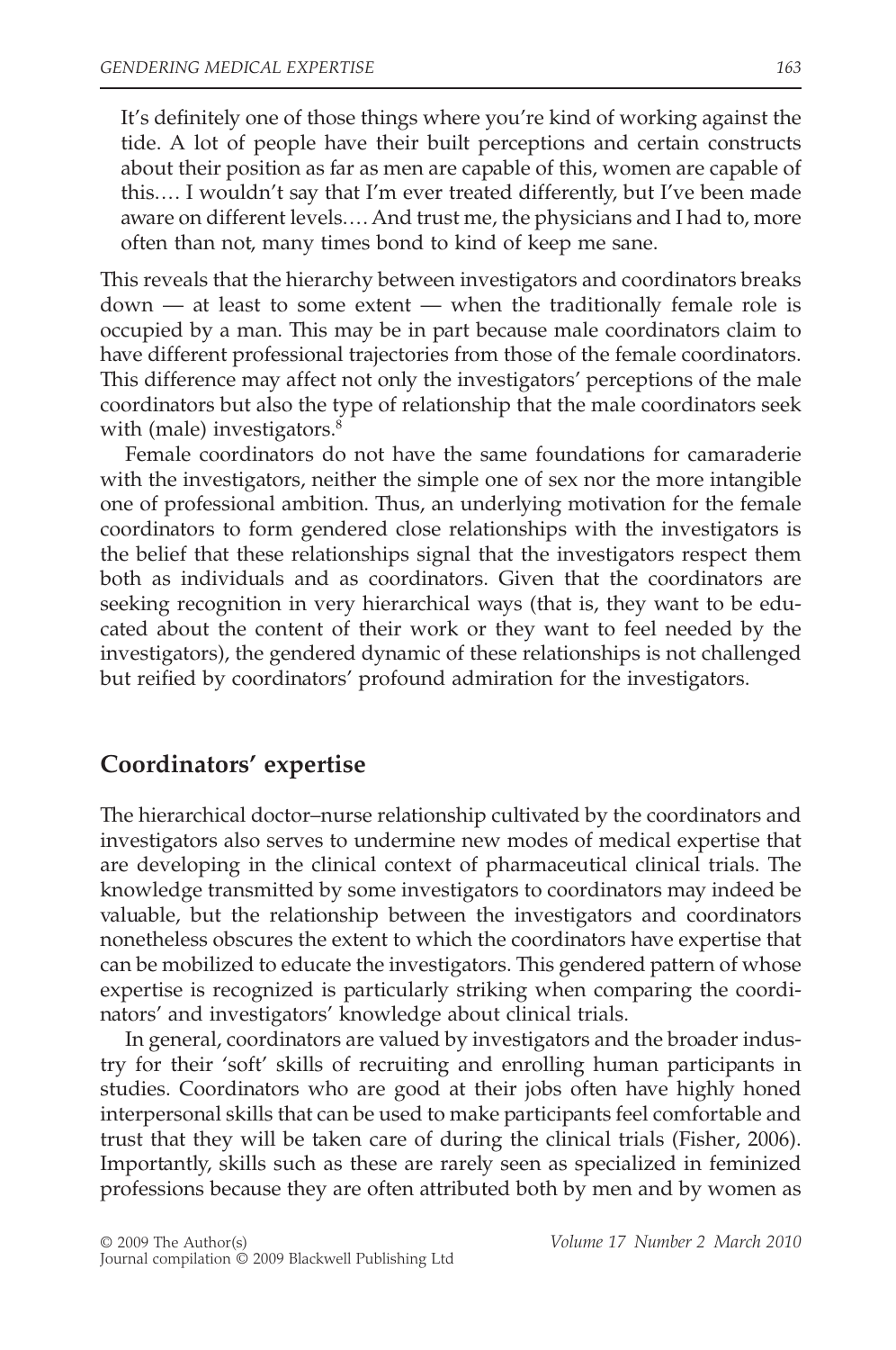> It's definitely one of those things where you're kind of working against the tide. A lot of people have their built perceptions and certain constructs about their position as far as men are capable of this, women are capable of this.… I wouldn't say that I'm ever treated differently, but I've been made aware on different levels.… And trust me, the physicians and I had to, more often than not, many times bond to kind of keep me sane.

This reveals that the hierarchy between investigators and coordinators breaks down — at least to some extent — when the traditionally female role is occupied by a man. This may be in part because male coordinators claim to have different professional trajectories from those of the female coordinators. This difference may affect not only the investigators' perceptions of the male coordinators but also the type of relationship that the male coordinators seek with (male) investigators.[8]

Female coordinators do not have the same foundations for camaraderie with the investigators, neither the simple one of sex nor the more intangible one of professional ambition. Thus, an underlying motivation for the female coordinators to form gendered close relationships with the investigators is the belief that these relationships signal that the investigators respect them both as individuals and as coordinators. Given that the coordinators are seeking recognition in very hierarchical ways (that is, they want to be educated about the content of their work or they want to feel needed by the investigators), the gendered dynamic of these relationships is not challenged but reified by coordinators' profound admiration for the investigators.

## Coordinators' expertise

The hierarchical doctor–nurse relationship cultivated by the coordinators and investigators also serves to undermine new modes of medical expertise that are developing in the clinical context of pharmaceutical clinical trials. The knowledge transmitted by some investigators to coordinators may indeed be valuable, but the relationship between the investigators and coordinators nonetheless obscures the extent to which the coordinators have expertise that can be mobilized to educate the investigators. This gendered pattern of whose expertise is recognized is particularly striking when comparing the coordinators' and investigators' knowledge about clinical trials.

In general, coordinators are valued by investigators and the broader industry for their 'soft' skills of recruiting and enrolling human participants in studies. Coordinators who are good at their jobs often have highly honed interpersonal skills that can be used to make participants feel comfortable and trust that they will be taken care of during the clinical trials (Fisher, 2006). Importantly, skills such as these are rarely seen as specialized in feminized professions because they are often attributed both by men and by women as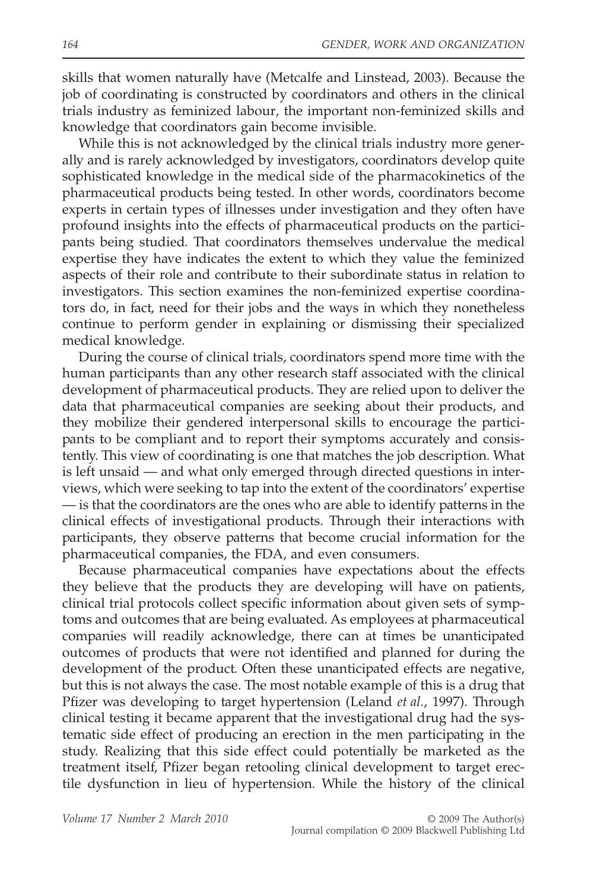skills that women naturally have (Metcalfe and Linstead, 2003). Because the job of coordinating is constructed by coordinators and others in the clinical trials industry as feminized labour, the important non-feminized skills and knowledge that coordinators gain become invisible.

While this is not acknowledged by the clinical trials industry more generally and is rarely acknowledged by investigators, coordinators develop quite sophisticated knowledge in the medical side of the pharmacokinetics of the pharmaceutical products being tested. In other words, coordinators become experts in certain types of illnesses under investigation and they often have profound insights into the effects of pharmaceutical products on the participants being studied. That coordinators themselves undervalue the medical expertise they have indicates the extent to which they value the feminized aspects of their role and contribute to their subordinate status in relation to investigators. This section examines the non-feminized expertise coordinators do, in fact, need for their jobs and the ways in which they nonetheless continue to perform gender in explaining or dismissing their specialized medical knowledge.

During the course of clinical trials, coordinators spend more time with the human participants than any other research staff associated with the clinical development of pharmaceutical products. They are relied upon to deliver the data that pharmaceutical companies are seeking about their products, and they mobilize their gendered interpersonal skills to encourage the participants to be compliant and to report their symptoms accurately and consistently. This view of coordinating is one that matches the job description. What is left unsaid — and what only emerged through directed questions in interviews, which were seeking to tap into the extent of the coordinators' expertise — is that the coordinators are the ones who are able to identify patterns in the clinical effects of investigational products. Through their interactions with participants, they observe patterns that become crucial information for the pharmaceutical companies, the FDA, and even consumers.

Because pharmaceutical companies have expectations about the effects they believe that the products they are developing will have on patients, clinical trial protocols collect specific information about given sets of symptoms and outcomes that are being evaluated. As employees at pharmaceutical companies will readily acknowledge, there can at times be unanticipated outcomes of products that were not identified and planned for during the development of the product. Often these unanticipated effects are negative, but this is not always the case. The most notable example of this is a drug that Pfizer was developing to target hypertension (Leland *et al.*, 1997). Through clinical testing it became apparent that the investigational drug had the systematic side effect of producing an erection in the men participating in the study. Realizing that this side effect could potentially be marketed as the treatment itself, Pfizer began retooling clinical development to target erectile dysfunction in lieu of hypertension. While the history of the clinical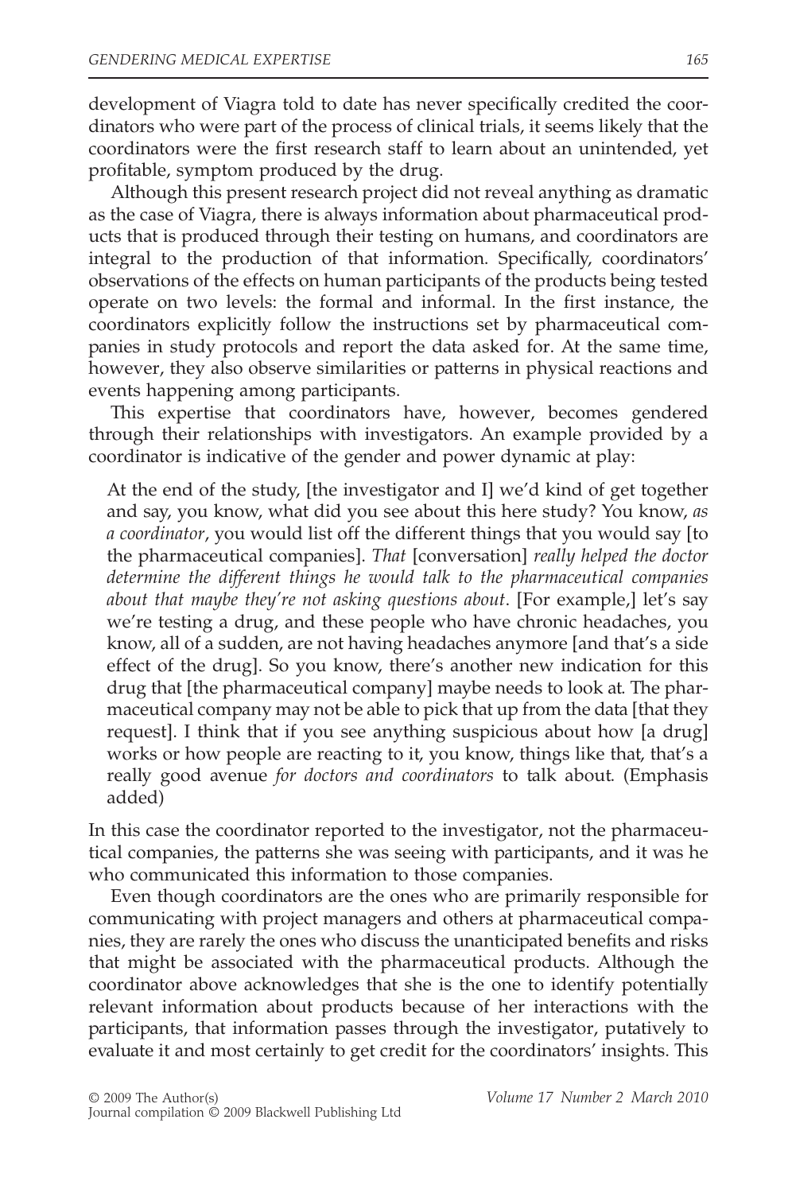development of Viagra told to date has never specifically credited the coordinators who were part of the process of clinical trials, it seems likely that the coordinators were the first research staff to learn about an unintended, yet profitable, symptom produced by the drug.

Although this present research project did not reveal anything as dramatic as the case of Viagra, there is always information about pharmaceutical products that is produced through their testing on humans, and coordinators are integral to the production of that information. Specifically, coordinators' observations of the effects on human participants of the products being tested operate on two levels: the formal and informal. In the first instance, the coordinators explicitly follow the instructions set by pharmaceutical companies in study protocols and report the data asked for. At the same time, however, they also observe similarities or patterns in physical reactions and events happening among participants.

This expertise that coordinators have, however, becomes gendered through their relationships with investigators. An example provided by a coordinator is indicative of the gender and power dynamic at play:

> At the end of the study, [the investigator and I] we'd kind of get together and say, you know, what did you see about this here study? You know, *as a coordinator*, you would list off the different things that you would say [to the pharmaceutical companies]. *That* [conversation] *really helped the doctor determine the different things he would talk to the pharmaceutical companies about that maybe they're not asking questions about*. [For example,] let's say we're testing a drug, and these people who have chronic headaches, you know, all of a sudden, are not having headaches anymore [and that's a side effect of the drug]. So you know, there's another new indication for this drug that [the pharmaceutical company] maybe needs to look at. The pharmaceutical company may not be able to pick that up from the data [that they request]. I think that if you see anything suspicious about how [a drug] works or how people are reacting to it, you know, things like that, that's a really good avenue *for doctors and coordinators* to talk about. (Emphasis added)

In this case the coordinator reported to the investigator, not the pharmaceutical companies, the patterns she was seeing with participants, and it was he who communicated this information to those companies.

Even though coordinators are the ones who are primarily responsible for communicating with project managers and others at pharmaceutical companies, they are rarely the ones who discuss the unanticipated benefits and risks that might be associated with the pharmaceutical products. Although the coordinator above acknowledges that she is the one to identify potentially relevant information about products because of her interactions with the participants, that information passes through the investigator, putatively to evaluate it and most certainly to get credit for the coordinators' insights. This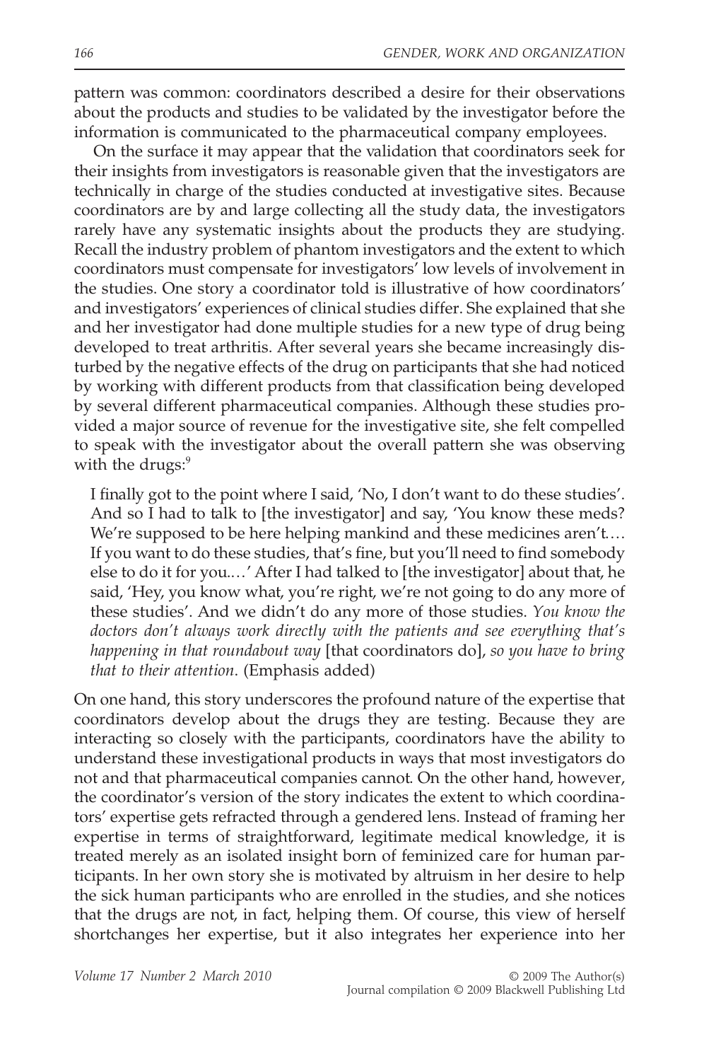pattern was common: coordinators described a desire for their observations about the products and studies to be validated by the investigator before the information is communicated to the pharmaceutical company employees.

On the surface it may appear that the validation that coordinators seek for their insights from investigators is reasonable given that the investigators are technically in charge of the studies conducted at investigative sites. Because coordinators are by and large collecting all the study data, the investigators rarely have any systematic insights about the products they are studying. Recall the industry problem of phantom investigators and the extent to which coordinators must compensate for investigators' low levels of involvement in the studies. One story a coordinator told is illustrative of how coordinators' and investigators' experiences of clinical studies differ. She explained that she and her investigator had done multiple studies for a new type of drug being developed to treat arthritis. After several years she became increasingly disturbed by the negative effects of the drug on participants that she had noticed by working with different products from that classification being developed by several different pharmaceutical companies. Although these studies provided a major source of revenue for the investigative site, she felt compelled to speak with the investigator about the overall pattern she was observing with the drugs:[9]

> I finally got to the point where I said, 'No, I don't want to do these studies'. And so I had to talk to [the investigator] and say, 'You know these meds? We're supposed to be here helping mankind and these medicines aren't.... If you want to do these studies, that's fine, but you'll need to find somebody else to do it for you....' After I had talked to [the investigator] about that, he said, 'Hey, you know what, you're right, we're not going to do any more of these studies'. And we didn't do any more of those studies. *You know the doctors don't always work directly with the patients and see everything that's happening in that roundabout way* [that coordinators do], *so you have to bring that to their attention*. (Emphasis added)

On one hand, this story underscores the profound nature of the expertise that coordinators develop about the drugs they are testing. Because they are interacting so closely with the participants, coordinators have the ability to understand these investigational products in ways that most investigators do not and that pharmaceutical companies cannot. On the other hand, however, the coordinator's version of the story indicates the extent to which coordinators' expertise gets refracted through a gendered lens. Instead of framing her expertise in terms of straightforward, legitimate medical knowledge, it is treated merely as an isolated insight born of feminized care for human participants. In her own story she is motivated by altruism in her desire to help the sick human participants who are enrolled in the studies, and she notices that the drugs are not, in fact, helping them. Of course, this view of herself shortchanges her expertise, but it also integrates her experience into her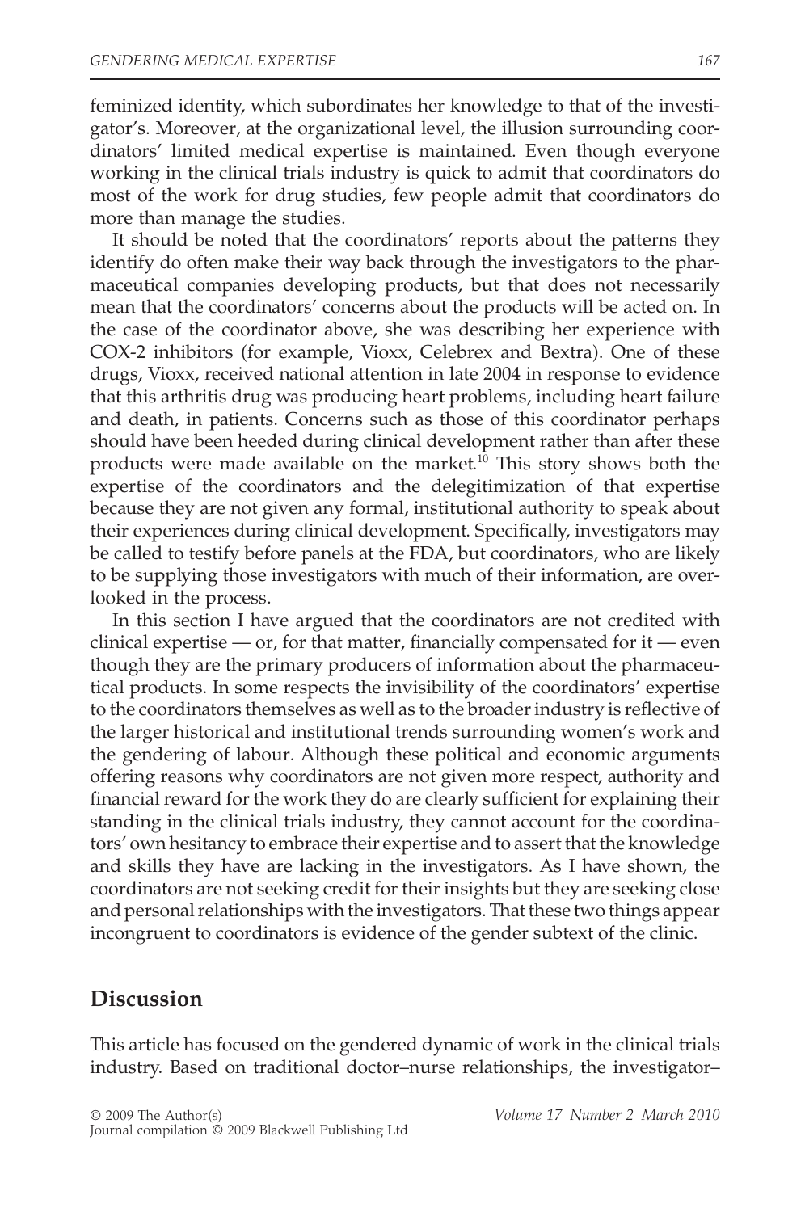feminized identity, which subordinates her knowledge to that of the investigator's. Moreover, at the organizational level, the illusion surrounding coordinators' limited medical expertise is maintained. Even though everyone working in the clinical trials industry is quick to admit that coordinators do most of the work for drug studies, few people admit that coordinators do more than manage the studies.

It should be noted that the coordinators' reports about the patterns they identify do often make their way back through the investigators to the pharmaceutical companies developing products, but that does not necessarily mean that the coordinators' concerns about the products will be acted on. In the case of the coordinator above, she was describing her experience with COX-2 inhibitors (for example, Vioxx, Celebrex and Bextra). One of these drugs, Vioxx, received national attention in late 2004 in response to evidence that this arthritis drug was producing heart problems, including heart failure and death, in patients. Concerns such as those of this coordinator perhaps should have been heeded during clinical development rather than after these products were made available on the market.[10] This story shows both the expertise of the coordinators and the delegitimization of that expertise because they are not given any formal, institutional authority to speak about their experiences during clinical development. Specifically, investigators may be called to testify before panels at the FDA, but coordinators, who are likely to be supplying those investigators with much of their information, are overlooked in the process.

In this section I have argued that the coordinators are not credited with clinical expertise — or, for that matter, financially compensated for it — even though they are the primary producers of information about the pharmaceutical products. In some respects the invisibility of the coordinators' expertise to the coordinators themselves as well as to the broader industry is reflective of the larger historical and institutional trends surrounding women's work and the gendering of labour. Although these political and economic arguments offering reasons why coordinators are not given more respect, authority and financial reward for the work they do are clearly sufficient for explaining their standing in the clinical trials industry, they cannot account for the coordinators' own hesitancy to embrace their expertise and to assert that the knowledge and skills they have are lacking in the investigators. As I have shown, the coordinators are not seeking credit for their insights but they are seeking close and personal relationships with the investigators. That these two things appear incongruent to coordinators is evidence of the gender subtext of the clinic.

## Discussion

This article has focused on the gendered dynamic of work in the clinical trials industry. Based on traditional doctor–nurse relationships, the investigator–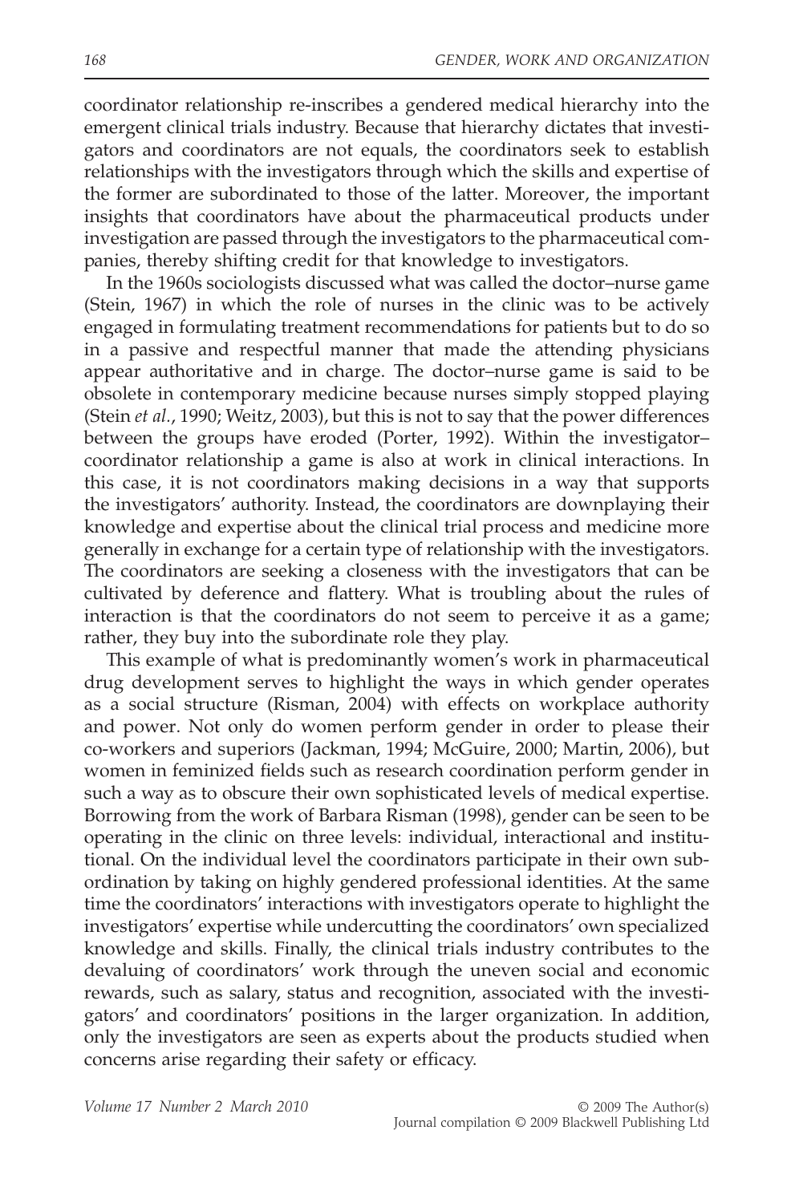coordinator relationship re-inscribes a gendered medical hierarchy into the emergent clinical trials industry. Because that hierarchy dictates that investigators and coordinators are not equals, the coordinators seek to establish relationships with the investigators through which the skills and expertise of the former are subordinated to those of the latter. Moreover, the important insights that coordinators have about the pharmaceutical products under investigation are passed through the investigators to the pharmaceutical companies, thereby shifting credit for that knowledge to investigators.

In the 1960s sociologists discussed what was called the doctor–nurse game (Stein, 1967) in which the role of nurses in the clinic was to be actively engaged in formulating treatment recommendations for patients but to do so in a passive and respectful manner that made the attending physicians appear authoritative and in charge. The doctor–nurse game is said to be obsolete in contemporary medicine because nurses simply stopped playing (Stein *et al.*, 1990; Weitz, 2003), but this is not to say that the power differences between the groups have eroded (Porter, 1992). Within the investigator–coordinator relationship a game is also at work in clinical interactions. In this case, it is not coordinators making decisions in a way that supports the investigators' authority. Instead, the coordinators are downplaying their knowledge and expertise about the clinical trial process and medicine more generally in exchange for a certain type of relationship with the investigators. The coordinators are seeking a closeness with the investigators that can be cultivated by deference and flattery. What is troubling about the rules of interaction is that the coordinators do not seem to perceive it as a game; rather, they buy into the subordinate role they play.

This example of what is predominantly women's work in pharmaceutical drug development serves to highlight the ways in which gender operates as a social structure (Risman, 2004) with effects on workplace authority and power. Not only do women perform gender in order to please their co-workers and superiors (Jackman, 1994; McGuire, 2000; Martin, 2006), but women in feminized fields such as research coordination perform gender in such a way as to obscure their own sophisticated levels of medical expertise. Borrowing from the work of Barbara Risman (1998), gender can be seen to be operating in the clinic on three levels: individual, interactional and institutional. On the individual level the coordinators participate in their own subordination by taking on highly gendered professional identities. At the same time the coordinators' interactions with investigators operate to highlight the investigators' expertise while undercutting the coordinators' own specialized knowledge and skills. Finally, the clinical trials industry contributes to the devaluing of coordinators' work through the uneven social and economic rewards, such as salary, status and recognition, associated with the investigators' and coordinators' positions in the larger organization. In addition, only the investigators are seen as experts about the products studied when concerns arise regarding their safety or efficacy.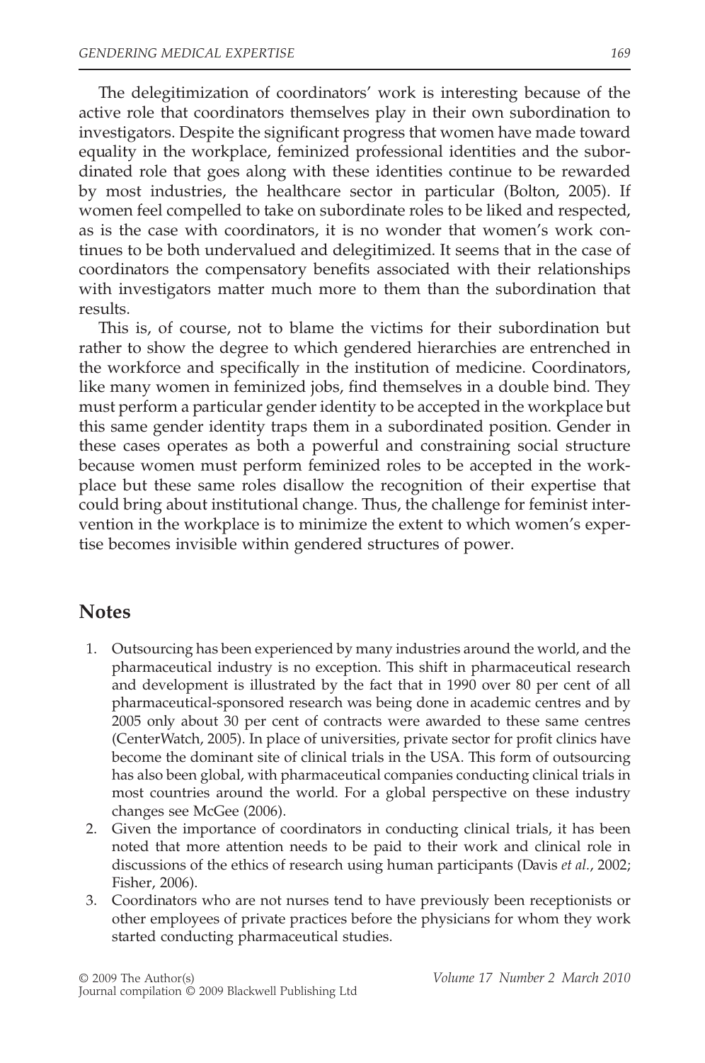The delegitimization of coordinators' work is interesting because of the active role that coordinators themselves play in their own subordination to investigators. Despite the significant progress that women have made toward equality in the workplace, feminized professional identities and the subordinated role that goes along with these identities continue to be rewarded by most industries, the healthcare sector in particular (Bolton, 2005). If women feel compelled to take on subordinate roles to be liked and respected, as is the case with coordinators, it is no wonder that women's work continues to be both undervalued and delegitimized. It seems that in the case of coordinators the compensatory benefits associated with their relationships with investigators matter much more to them than the subordination that results.

This is, of course, not to blame the victims for their subordination but rather to show the degree to which gendered hierarchies are entrenched in the workforce and specifically in the institution of medicine. Coordinators, like many women in feminized jobs, find themselves in a double bind. They must perform a particular gender identity to be accepted in the workplace but this same gender identity traps them in a subordinated position. Gender in these cases operates as both a powerful and constraining social structure because women must perform feminized roles to be accepted in the workplace but these same roles disallow the recognition of their expertise that could bring about institutional change. Thus, the challenge for feminist intervention in the workplace is to minimize the extent to which women's expertise becomes invisible within gendered structures of power.

## Notes

1. Outsourcing has been experienced by many industries around the world, and the pharmaceutical industry is no exception. This shift in pharmaceutical research and development is illustrated by the fact that in 1990 over 80 per cent of all pharmaceutical-sponsored research was being done in academic centres and by 2005 only about 30 per cent of contracts were awarded to these same centres (CenterWatch, 2005). In place of universities, private sector for profit clinics have become the dominant site of clinical trials in the USA. This form of outsourcing has also been global, with pharmaceutical companies conducting clinical trials in most countries around the world. For a global perspective on these industry changes see McGee (2006).
2. Given the importance of coordinators in conducting clinical trials, it has been noted that more attention needs to be paid to their work and clinical role in discussions of the ethics of research using human participants (Davis *et al.*, 2002; Fisher, 2006).
3. Coordinators who are not nurses tend to have previously been receptionists or other employees of private practices before the physicians for whom they work started conducting pharmaceutical studies.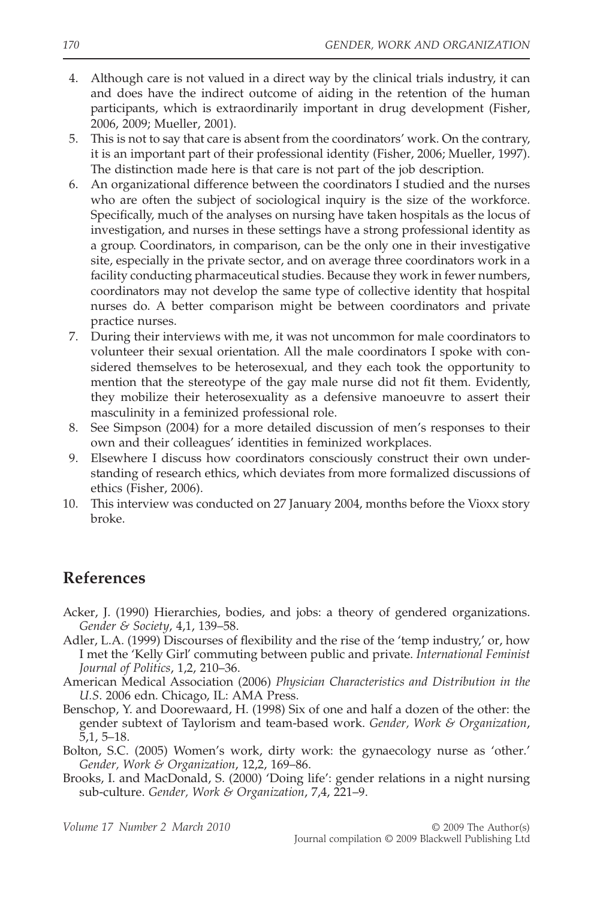4. Although care is not valued in a direct way by the clinical trials industry, it can and does have the indirect outcome of aiding in the retention of the human participants, which is extraordinarily important in drug development (Fisher, 2006, 2009; Mueller, 2001).
5. This is not to say that care is absent from the coordinators' work. On the contrary, it is an important part of their professional identity (Fisher, 2006; Mueller, 1997). The distinction made here is that care is not part of the job description.
6. An organizational difference between the coordinators I studied and the nurses who are often the subject of sociological inquiry is the size of the workforce. Specifically, much of the analyses on nursing have taken hospitals as the locus of investigation, and nurses in these settings have a strong professional identity as a group. Coordinators, in comparison, can be the only one in their investigative site, especially in the private sector, and on average three coordinators work in a facility conducting pharmaceutical studies. Because they work in fewer numbers, coordinators may not develop the same type of collective identity that hospital nurses do. A better comparison might be between coordinators and private practice nurses.
7. During their interviews with me, it was not uncommon for male coordinators to volunteer their sexual orientation. All the male coordinators I spoke with considered themselves to be heterosexual, and they each took the opportunity to mention that the stereotype of the gay male nurse did not fit them. Evidently, they mobilize their heterosexuality as a defensive manoeuvre to assert their masculinity in a feminized professional role.
8. See Simpson (2004) for a more detailed discussion of men's responses to their own and their colleagues' identities in feminized workplaces.
9. Elsewhere I discuss how coordinators consciously construct their own understanding of research ethics, which deviates from more formalized discussions of ethics (Fisher, 2006).
10. This interview was conducted on 27 January 2004, months before the Vioxx story broke.

## References

Acker, J. (1990) Hierarchies, bodies, and jobs: a theory of gendered organizations. *Gender & Society*, 4,1, 139–58.

Adler, L.A. (1999) Discourses of flexibility and the rise of the 'temp industry,' or, how I met the 'Kelly Girl' commuting between public and private. *International Feminist Journal of Politics*, 1,2, 210–36.

American Medical Association (2006) *Physician Characteristics and Distribution in the U.S*. 2006 edn. Chicago, IL: AMA Press.

Benschop, Y. and Doorewaard, H. (1998) Six of one and half a dozen of the other: the gender subtext of Taylorism and team-based work. *Gender, Work & Organization*, 5,1, 5–18.

Bolton, S.C. (2005) Women's work, dirty work: the gynaecology nurse as 'other.' *Gender, Work & Organization*, 12,2, 169–86.

Brooks, I. and MacDonald, S. (2000) 'Doing life': gender relations in a night nursing sub-culture. *Gender, Work & Organization*, 7,4, 221–9.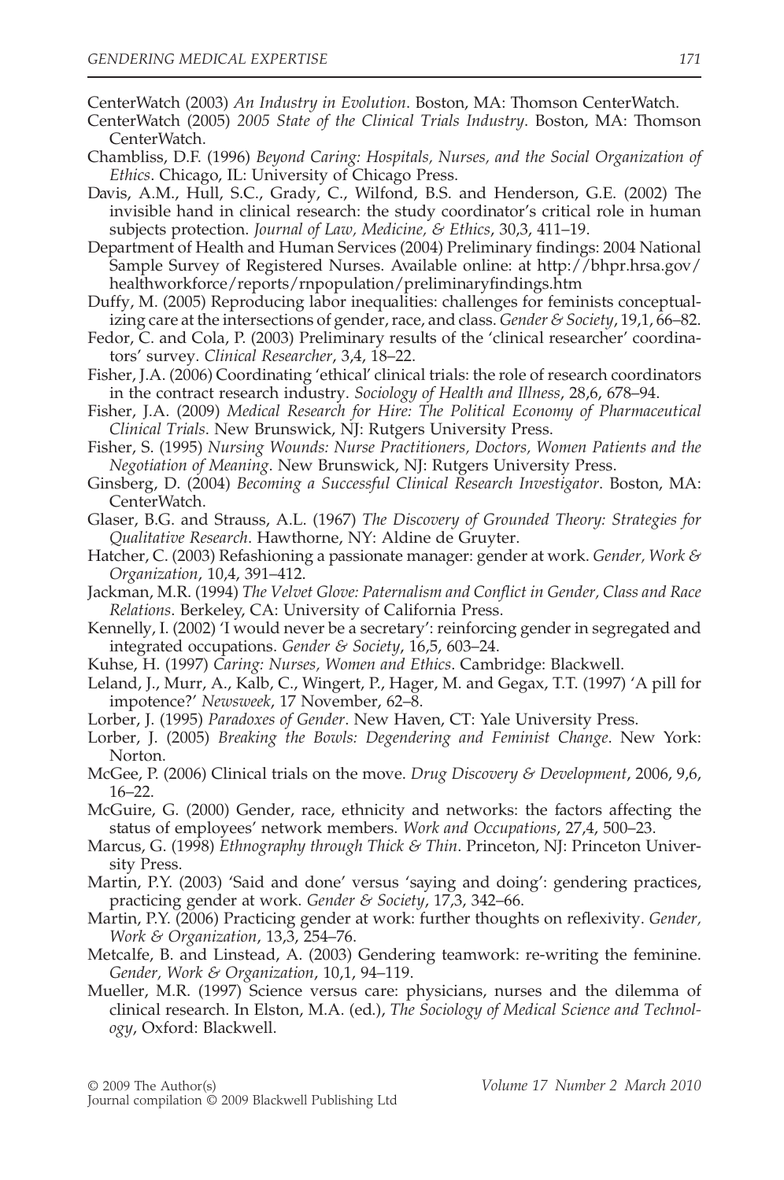CenterWatch (2003) *An Industry in Evolution*. Boston, MA: Thomson CenterWatch.

CenterWatch (2005) *2005 State of the Clinical Trials Industry*. Boston, MA: Thomson CenterWatch.

Chambliss, D.F. (1996) *Beyond Caring: Hospitals, Nurses, and the Social Organization of Ethics*. Chicago, IL: University of Chicago Press.

Davis, A.M., Hull, S.C., Grady, C., Wilfond, B.S. and Henderson, G.E. (2002) The invisible hand in clinical research: the study coordinator's critical role in human subjects protection. *Journal of Law, Medicine, & Ethics*, 30,3, 411–19.

Department of Health and Human Services (2004) Preliminary findings: 2004 National Sample Survey of Registered Nurses. Available online: at http://bhpr.hrsa.gov/healthworkforce/reports/rnpopulation/preliminaryfindings.htm

Duffy, M. (2005) Reproducing labor inequalities: challenges for feminists conceptualizing care at the intersections of gender, race, and class. *Gender & Society*, 19,1, 66–82.

Fedor, C. and Cola, P. (2003) Preliminary results of the 'clinical researcher' coordinators' survey. *Clinical Researcher*, 3,4, 18–22.

Fisher, J.A. (2006) Coordinating 'ethical' clinical trials: the role of research coordinators in the contract research industry. *Sociology of Health and Illness*, 28,6, 678–94.

Fisher, J.A. (2009) *Medical Research for Hire: The Political Economy of Pharmaceutical Clinical Trials*. New Brunswick, NJ: Rutgers University Press.

Fisher, S. (1995) *Nursing Wounds: Nurse Practitioners, Doctors, Women Patients and the Negotiation of Meaning*. New Brunswick, NJ: Rutgers University Press.

Ginsberg, D. (2004) *Becoming a Successful Clinical Research Investigator*. Boston, MA: CenterWatch.

Glaser, B.G. and Strauss, A.L. (1967) *The Discovery of Grounded Theory: Strategies for Qualitative Research*. Hawthorne, NY: Aldine de Gruyter.

Hatcher, C. (2003) Refashioning a passionate manager: gender at work. *Gender, Work & Organization*, 10,4, 391–412.

Jackman, M.R. (1994) *The Velvet Glove: Paternalism and Conflict in Gender, Class and Race Relations*. Berkeley, CA: University of California Press.

Kennelly, I. (2002) 'I would never be a secretary': reinforcing gender in segregated and integrated occupations. *Gender & Society*, 16,5, 603–24.

Kuhse, H. (1997) *Caring: Nurses, Women and Ethics*. Cambridge: Blackwell.

Leland, J., Murr, A., Kalb, C., Wingert, P., Hager, M. and Gegax, T.T. (1997) 'A pill for impotence?' *Newsweek*, 17 November, 62–8.

Lorber, J. (1995) *Paradoxes of Gender*. New Haven, CT: Yale University Press.

Lorber, J. (2005) *Breaking the Bowls: Degendering and Feminist Change*. New York: Norton.

McGee, P. (2006) Clinical trials on the move. *Drug Discovery & Development*, 2006, 9,6, 16–22.

McGuire, G. (2000) Gender, race, ethnicity and networks: the factors affecting the status of employees' network members. *Work and Occupations*, 27,4, 500–23.

Marcus, G. (1998) *Ethnography through Thick & Thin*. Princeton, NJ: Princeton University Press.

Martin, P.Y. (2003) 'Said and done' versus 'saying and doing': gendering practices, practicing gender at work. *Gender & Society*, 17,3, 342–66.

Martin, P.Y. (2006) Practicing gender at work: further thoughts on reflexivity. *Gender, Work & Organization*, 13,3, 254–76.

Metcalfe, B. and Linstead, A. (2003) Gendering teamwork: re-writing the feminine. *Gender, Work & Organization*, 10,1, 94–119.

Mueller, M.R. (1997) Science versus care: physicians, nurses and the dilemma of clinical research. In Elston, M.A. (ed.), *The Sociology of Medical Science and Technology*, Oxford: Blackwell.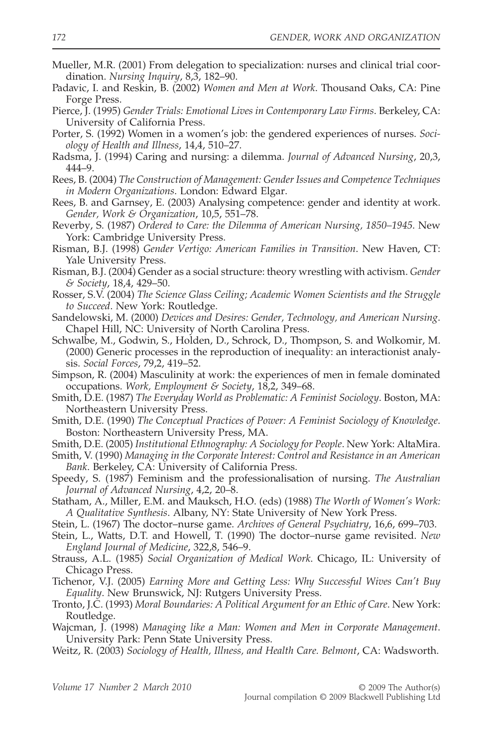Mueller, M.R. (2001) From delegation to specialization: nurses and clinical trial coordination. *Nursing Inquiry*, 8,3, 182–90.

Padavic, I. and Reskin, B. (2002) *Women and Men at Work*. Thousand Oaks, CA: Pine Forge Press.

Pierce, J. (1995) *Gender Trials: Emotional Lives in Contemporary Law Firms*. Berkeley, CA: University of California Press.

Porter, S. (1992) Women in a women's job: the gendered experiences of nurses. *Sociology of Health and Illness*, 14,4, 510–27.

Radsma, J. (1994) Caring and nursing: a dilemma. *Journal of Advanced Nursing*, 20,3, 444–9.

Rees, B. (2004) *The Construction of Management: Gender Issues and Competence Techniques in Modern Organizations*. London: Edward Elgar.

Rees, B. and Garnsey, E. (2003) Analysing competence: gender and identity at work. *Gender, Work & Organization*, 10,5, 551–78.

Reverby, S. (1987) *Ordered to Care: the Dilemma of American Nursing, 1850–1945*. New York: Cambridge University Press.

Risman, B.J. (1998) *Gender Vertigo: American Families in Transition*. New Haven, CT: Yale University Press.

Risman, B.J. (2004) Gender as a social structure: theory wrestling with activism. *Gender & Society*, 18,4, 429–50.

Rosser, S.V. (2004) *The Science Glass Ceiling; Academic Women Scientists and the Struggle to Succeed*. New York: Routledge.

Sandelowski, M. (2000) *Devices and Desires: Gender, Technology, and American Nursing*. Chapel Hill, NC: University of North Carolina Press.

Schwalbe, M., Godwin, S., Holden, D., Schrock, D., Thompson, S. and Wolkomir, M. (2000) Generic processes in the reproduction of inequality: an interactionist analysis. *Social Forces*, 79,2, 419–52.

Simpson, R. (2004) Masculinity at work: the experiences of men in female dominated occupations. *Work, Employment & Society*, 18,2, 349–68.

Smith, D.E. (1987) *The Everyday World as Problematic: A Feminist Sociology*. Boston, MA: Northeastern University Press.

Smith, D.E. (1990) *The Conceptual Practices of Power: A Feminist Sociology of Knowledge*. Boston: Northeastern University Press, MA.

Smith, D.E. (2005) *Institutional Ethnography: A Sociology for People*. New York: AltaMira.

Smith, V. (1990) *Managing in the Corporate Interest: Control and Resistance in an American Bank*. Berkeley, CA: University of California Press.

Speedy, S. (1987) Feminism and the professionalisation of nursing. *The Australian Journal of Advanced Nursing*, 4,2, 20–8.

Statham, A., Miller, E.M. and Mauksch, H.O. (eds) (1988) *The Worth of Women's Work: A Qualitative Synthesis*. Albany, NY: State University of New York Press.

Stein, L. (1967) The doctor–nurse game. *Archives of General Psychiatry*, 16,6, 699–703.

Stein, L., Watts, D.T. and Howell, T. (1990) The doctor–nurse game revisited. *New England Journal of Medicine*, 322,8, 546–9.

Strauss, A.L. (1985) *Social Organization of Medical Work*. Chicago, IL: University of Chicago Press.

Tichenor, V.J. (2005) *Earning More and Getting Less: Why Successful Wives Can't Buy Equality*. New Brunswick, NJ: Rutgers University Press.

Tronto, J.C. (1993) *Moral Boundaries: A Political Argument for an Ethic of Care*. New York: Routledge.

Wajcman, J. (1998) *Managing like a Man: Women and Men in Corporate Management*. University Park: Penn State University Press.

Weitz, R. (2003) *Sociology of Health, Illness, and Health Care. Belmont*, CA: Wadsworth.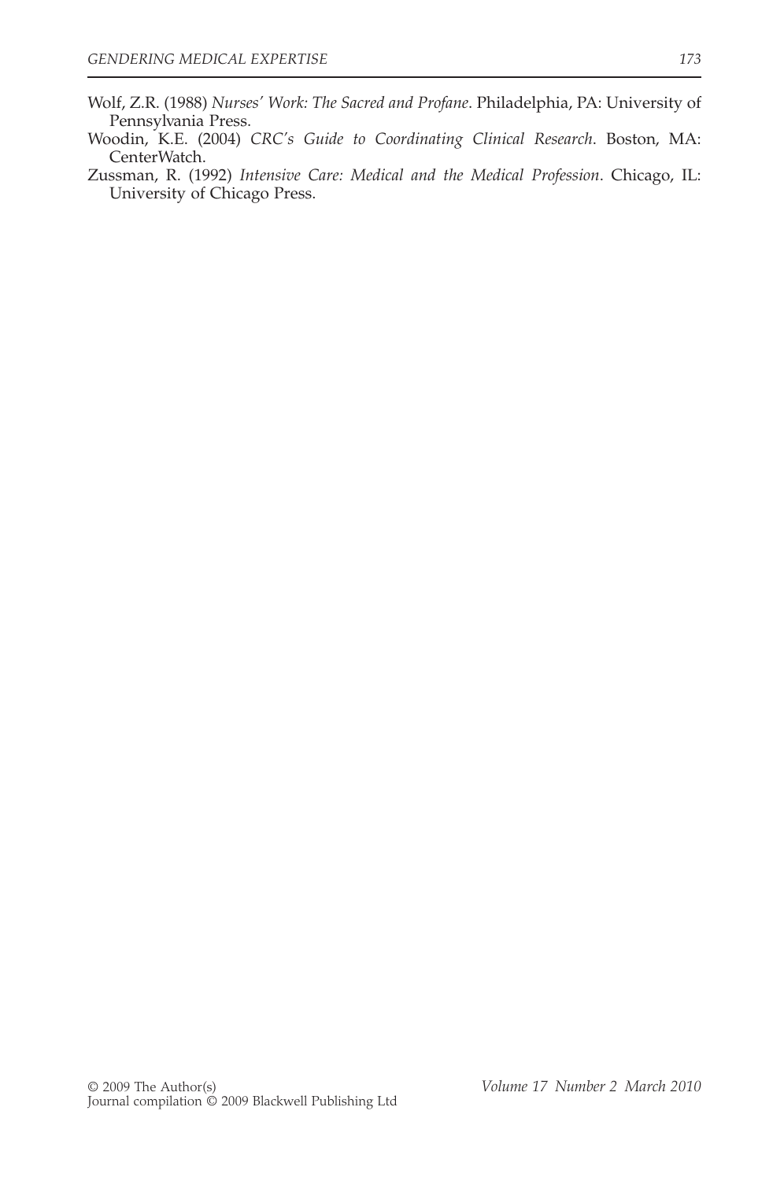Wolf, Z.R. (1988) *Nurses' Work: The Sacred and Profane*. Philadelphia, PA: University of Pennsylvania Press.

Woodin, K.E. (2004) *CRC's Guide to Coordinating Clinical Research*. Boston, MA: CenterWatch.

Zussman, R. (1992) *Intensive Care: Medical and the Medical Profession*. Chicago, IL: University of Chicago Press.